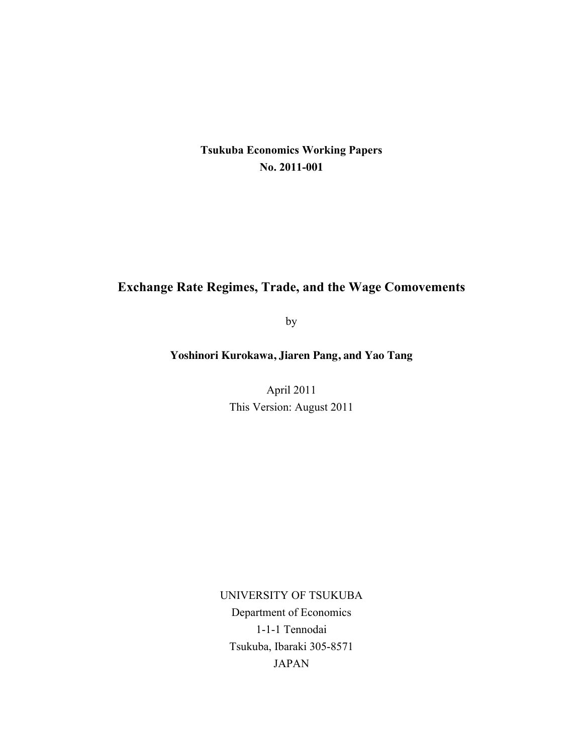**Tsukuba Economics Working Papers**
**No. 2011-001**

# Exchange Rate Regimes, Trade, and the Wage Comovements

by

**Yoshinori Kurokawa, Jiaren Pang, and Yao Tang**

April 2011
This Version: August 2011

UNIVERSITY OF TSUKUBA
Department of Economics
1-1-1 Tennodai
Tsukuba, Ibaraki 305-8571
JAPAN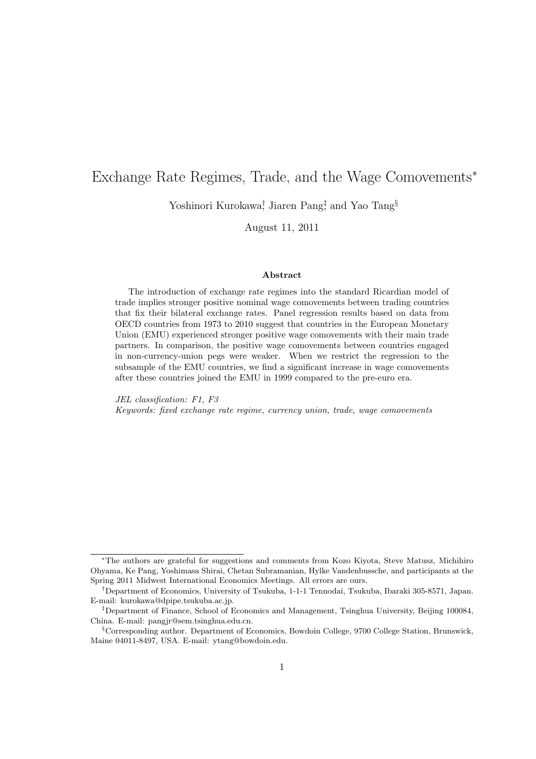# Exchange Rate Regimes, Trade, and the Wage Comovements*

Yoshinori Kurokawa[†], Jiaren Pang[‡], and Yao Tang[§]

August 11, 2011

**Abstract**

The introduction of exchange rate regimes into the standard Ricardian model of trade implies stronger positive nominal wage comovements between trading countries that fix their bilateral exchange rates. Panel regression results based on data from OECD countries from 1973 to 2010 suggest that countries in the European Monetary Union (EMU) experienced stronger positive wage comovements with their main trade partners. In comparison, the positive wage comovements between countries engaged in non-currency-union pegs were weaker. When we restrict the regression to the subsample of the EMU countries, we find a significant increase in wage comovements after these countries joined the EMU in 1999 compared to the pre-euro era.

*JEL classification: F1, F3*

*Keywords: fixed exchange rate regime, currency union, trade, wage comovements*

---

*The authors are grateful for suggestions and comments from Kozo Kiyota, Steve Matusz, Michihiro Ohyama, Ke Pang, Yoshimasa Shirai, Chetan Subramanian, Hylke Vandenbussche, and participants at the Spring 2011 Midwest International Economics Meetings. All errors are ours.

[†]Department of Economics, University of Tsukuba, 1-1-1 Tennodai, Tsukuba, Ibaraki 305-8571, Japan. E-mail: kurokawa@dpipe.tsukuba.ac.jp.

[‡]Department of Finance, School of Economics and Management, Tsinghua University, Beijing 100084, China. E-mail: pangjr@sem.tsinghua.edu.cn.

[§]Corresponding author. Department of Economics, Bowdoin College, 9700 College Station, Brunswick, Maine 04011-8497, USA. E-mail: ytang@bowdoin.edu.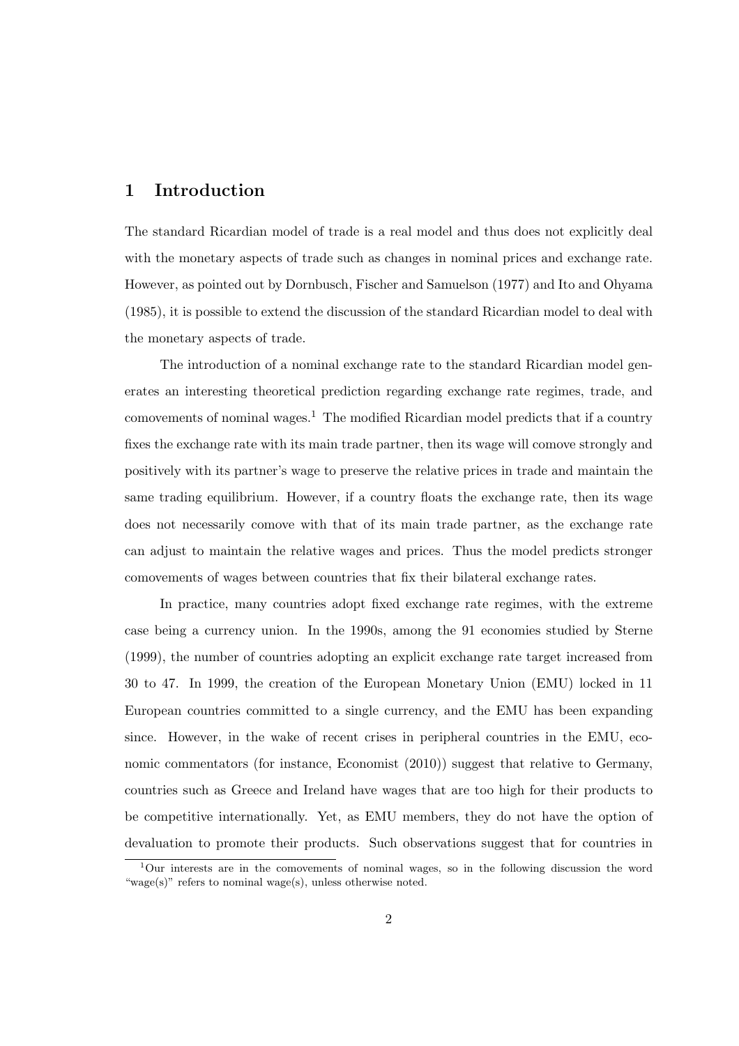## 1 Introduction

The standard Ricardian model of trade is a real model and thus does not explicitly deal with the monetary aspects of trade such as changes in nominal prices and exchange rate. However, as pointed out by Dornbusch, Fischer and Samuelson (1977) and Ito and Ohyama (1985), it is possible to extend the discussion of the standard Ricardian model to deal with the monetary aspects of trade.

The introduction of a nominal exchange rate to the standard Ricardian model generates an interesting theoretical prediction regarding exchange rate regimes, trade, and comovements of nominal wages.[1] The modified Ricardian model predicts that if a country fixes the exchange rate with its main trade partner, then its wage will comove strongly and positively with its partner's wage to preserve the relative prices in trade and maintain the same trading equilibrium. However, if a country floats the exchange rate, then its wage does not necessarily comove with that of its main trade partner, as the exchange rate can adjust to maintain the relative wages and prices. Thus the model predicts stronger comovements of wages between countries that fix their bilateral exchange rates.

In practice, many countries adopt fixed exchange rate regimes, with the extreme case being a currency union. In the 1990s, among the 91 economies studied by Sterne (1999), the number of countries adopting an explicit exchange rate target increased from 30 to 47. In 1999, the creation of the European Monetary Union (EMU) locked in 11 European countries committed to a single currency, and the EMU has been expanding since. However, in the wake of recent crises in peripheral countries in the EMU, economic commentators (for instance, Economist (2010)) suggest that relative to Germany, countries such as Greece and Ireland have wages that are too high for their products to be competitive internationally. Yet, as EMU members, they do not have the option of devaluation to promote their products. Such observations suggest that for countries in

[1] Our interests are in the comovements of nominal wages, so in the following discussion the word "wage(s)" refers to nominal wage(s), unless otherwise noted.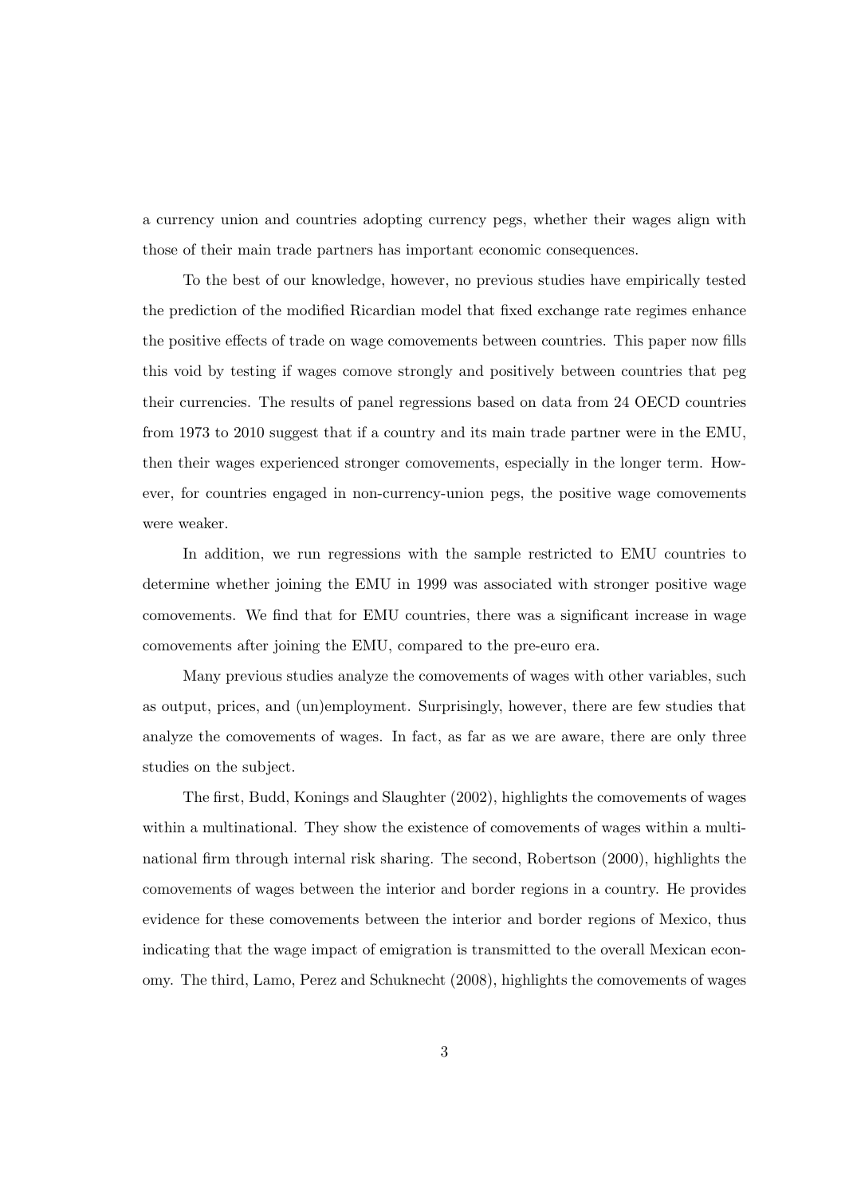a currency union and countries adopting currency pegs, whether their wages align with those of their main trade partners has important economic consequences.

To the best of our knowledge, however, no previous studies have empirically tested the prediction of the modified Ricardian model that fixed exchange rate regimes enhance the positive effects of trade on wage comovements between countries. This paper now fills this void by testing if wages comove strongly and positively between countries that peg their currencies. The results of panel regressions based on data from 24 OECD countries from 1973 to 2010 suggest that if a country and its main trade partner were in the EMU, then their wages experienced stronger comovements, especially in the longer term. However, for countries engaged in non-currency-union pegs, the positive wage comovements were weaker.

In addition, we run regressions with the sample restricted to EMU countries to determine whether joining the EMU in 1999 was associated with stronger positive wage comovements. We find that for EMU countries, there was a significant increase in wage comovements after joining the EMU, compared to the pre-euro era.

Many previous studies analyze the comovements of wages with other variables, such as output, prices, and (un)employment. Surprisingly, however, there are few studies that analyze the comovements of wages. In fact, as far as we are aware, there are only three studies on the subject.

The first, Budd, Konings and Slaughter (2002), highlights the comovements of wages within a multinational. They show the existence of comovements of wages within a multinational firm through internal risk sharing. The second, Robertson (2000), highlights the comovements of wages between the interior and border regions in a country. He provides evidence for these comovements between the interior and border regions of Mexico, thus indicating that the wage impact of emigration is transmitted to the overall Mexican economy. The third, Lamo, Perez and Schuknecht (2008), highlights the comovements of wages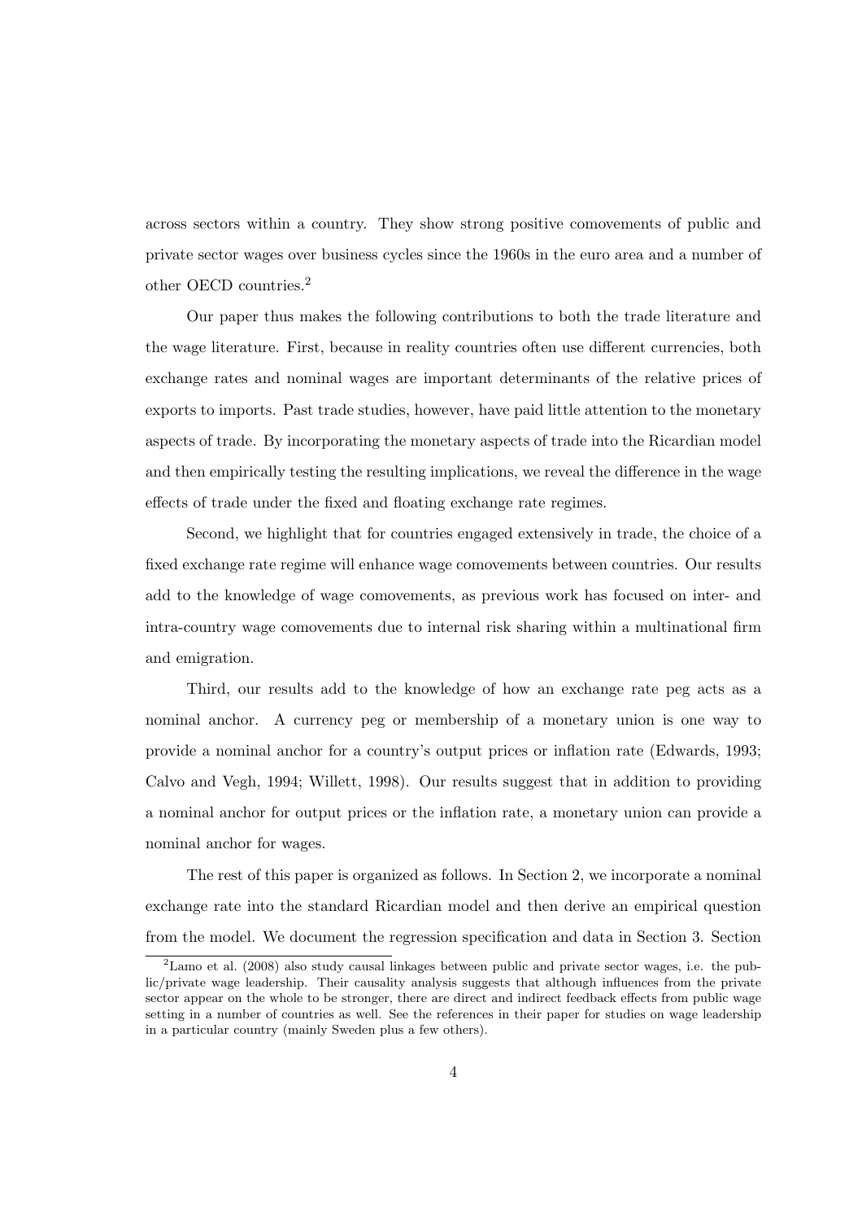across sectors within a country. They show strong positive comovements of public and private sector wages over business cycles since the 1960s in the euro area and a number of other OECD countries.[2]

Our paper thus makes the following contributions to both the trade literature and the wage literature. First, because in reality countries often use different currencies, both exchange rates and nominal wages are important determinants of the relative prices of exports to imports. Past trade studies, however, have paid little attention to the monetary aspects of trade. By incorporating the monetary aspects of trade into the Ricardian model and then empirically testing the resulting implications, we reveal the difference in the wage effects of trade under the fixed and floating exchange rate regimes.

Second, we highlight that for countries engaged extensively in trade, the choice of a fixed exchange rate regime will enhance wage comovements between countries. Our results add to the knowledge of wage comovements, as previous work has focused on inter- and intra-country wage comovements due to internal risk sharing within a multinational firm and emigration.

Third, our results add to the knowledge of how an exchange rate peg acts as a nominal anchor. A currency peg or membership of a monetary union is one way to provide a nominal anchor for a country's output prices or inflation rate (Edwards, 1993; Calvo and Vegh, 1994; Willett, 1998). Our results suggest that in addition to providing a nominal anchor for output prices or the inflation rate, a monetary union can provide a nominal anchor for wages.

The rest of this paper is organized as follows. In Section 2, we incorporate a nominal exchange rate into the standard Ricardian model and then derive an empirical question from the model. We document the regression specification and data in Section 3. Section

[2] Lamo et al. (2008) also study causal linkages between public and private sector wages, i.e. the public/private wage leadership. Their causality analysis suggests that although influences from the private sector appear on the whole to be stronger, there are direct and indirect feedback effects from public wage setting in a number of countries as well. See the references in their paper for studies on wage leadership in a particular country (mainly Sweden plus a few others).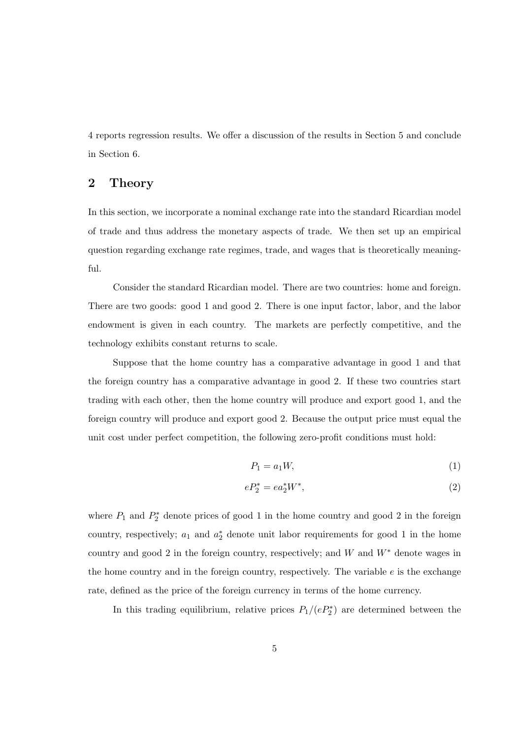4 reports regression results. We offer a discussion of the results in Section 5 and conclude in Section 6.

## 2 Theory

In this section, we incorporate a nominal exchange rate into the standard Ricardian model of trade and thus address the monetary aspects of trade. We then set up an empirical question regarding exchange rate regimes, trade, and wages that is theoretically meaningful.

Consider the standard Ricardian model. There are two countries: home and foreign. There are two goods: good 1 and good 2. There is one input factor, labor, and the labor endowment is given in each country. The markets are perfectly competitive, and the technology exhibits constant returns to scale.

Suppose that the home country has a comparative advantage in good 1 and that the foreign country has a comparative advantage in good 2. If these two countries start trading with each other, then the home country will produce and export good 1, and the foreign country will produce and export good 2. Because the output price must equal the unit cost under perfect competition, the following zero-profit conditions must hold:

$$P_1 = a_1 W, \tag{1}$$

$$eP_2^* = ea_2^* W^*, \tag{2}$$

where $P_1$ and $P_2^*$ denote prices of good 1 in the home country and good 2 in the foreign country, respectively; $a_1$ and $a_2^*$ denote unit labor requirements for good 1 in the home country and good 2 in the foreign country, respectively; and $W$ and $W^*$ denote wages in the home country and in the foreign country, respectively. The variable $e$ is the exchange rate, defined as the price of the foreign currency in terms of the home currency.

In this trading equilibrium, relative prices $P_1/(eP_2^*)$ are determined between the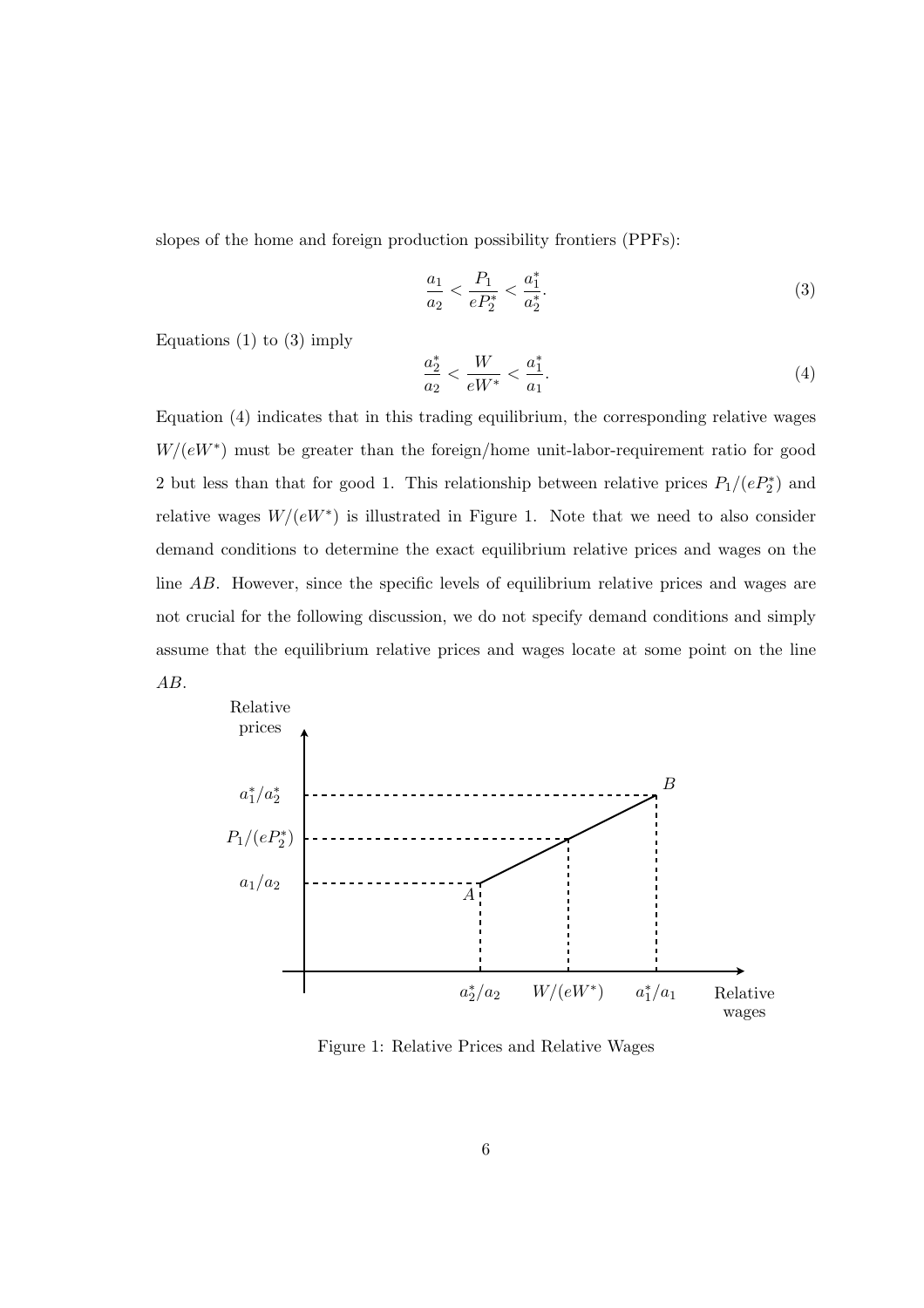slopes of the home and foreign production possibility frontiers (PPFs):

$$\frac{a_1}{a_2} < \frac{P_1}{eP_2^*} < \frac{a_1^*}{a_2^*}. \tag{3}$$

Equations (1) to (3) imply

$$\frac{a_2^*}{a_2} < \frac{W}{eW^*} < \frac{a_1^*}{a_1}. \tag{4}$$

Equation (4) indicates that in this trading equilibrium, the corresponding relative wages $W/(eW^*)$ must be greater than the foreign/home unit-labor-requirement ratio for good 2 but less than that for good 1. This relationship between relative prices $P_1/(eP_2^*)$ and relative wages $W/(eW^*)$ is illustrated in Figure 1. Note that we need to also consider demand conditions to determine the exact equilibrium relative prices and wages on the line $AB$. However, since the specific levels of equilibrium relative prices and wages are not crucial for the following discussion, we do not specify demand conditions and simply assume that the equilibrium relative prices and wages locate at some point on the line $AB$.

Figure 1: Relative Prices and Relative Wages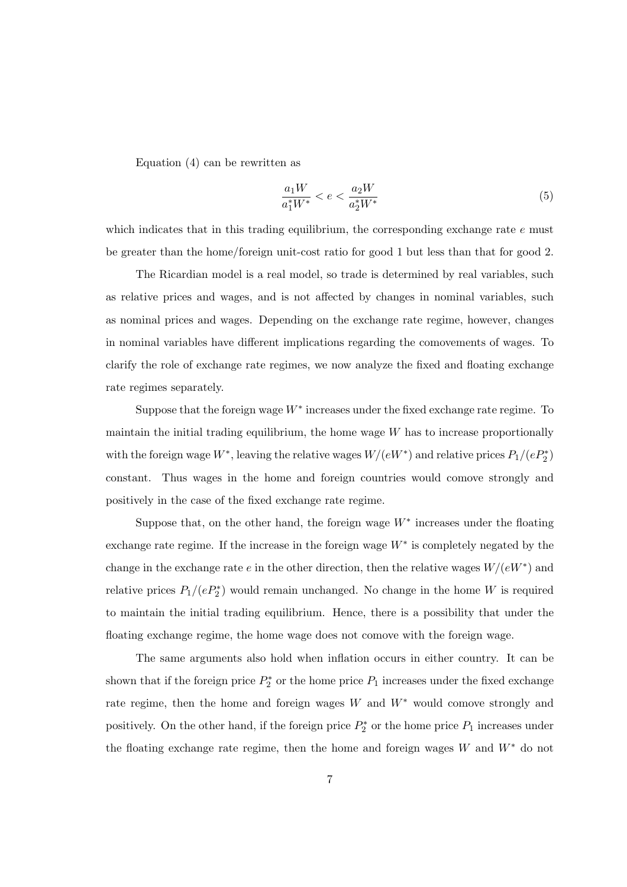Equation (4) can be rewritten as

$$\frac{a_1 W}{a_1^* W^*} < e < \frac{a_2 W}{a_2^* W^*} \tag{5}$$

which indicates that in this trading equilibrium, the corresponding exchange rate $e$ must be greater than the home/foreign unit-cost ratio for good 1 but less than that for good 2.

The Ricardian model is a real model, so trade is determined by real variables, such as relative prices and wages, and is not affected by changes in nominal variables, such as nominal prices and wages. Depending on the exchange rate regime, however, changes in nominal variables have different implications regarding the comovements of wages. To clarify the role of exchange rate regimes, we now analyze the fixed and floating exchange rate regimes separately.

Suppose that the foreign wage $W^*$ increases under the fixed exchange rate regime. To maintain the initial trading equilibrium, the home wage $W$ has to increase proportionally with the foreign wage $W^*$, leaving the relative wages $W/(eW^*)$ and relative prices $P_1/(eP_2^*)$ constant. Thus wages in the home and foreign countries would comove strongly and positively in the case of the fixed exchange rate regime.

Suppose that, on the other hand, the foreign wage $W^*$ increases under the floating exchange rate regime. If the increase in the foreign wage $W^*$ is completely negated by the change in the exchange rate $e$ in the other direction, then the relative wages $W/(eW^*)$ and relative prices $P_1/(eP_2^*)$ would remain unchanged. No change in the home $W$ is required to maintain the initial trading equilibrium. Hence, there is a possibility that under the floating exchange regime, the home wage does not comove with the foreign wage.

The same arguments also hold when inflation occurs in either country. It can be shown that if the foreign price $P_2^*$ or the home price $P_1$ increases under the fixed exchange rate regime, then the home and foreign wages $W$ and $W^*$ would comove strongly and positively. On the other hand, if the foreign price $P_2^*$ or the home price $P_1$ increases under the floating exchange rate regime, then the home and foreign wages $W$ and $W^*$ do not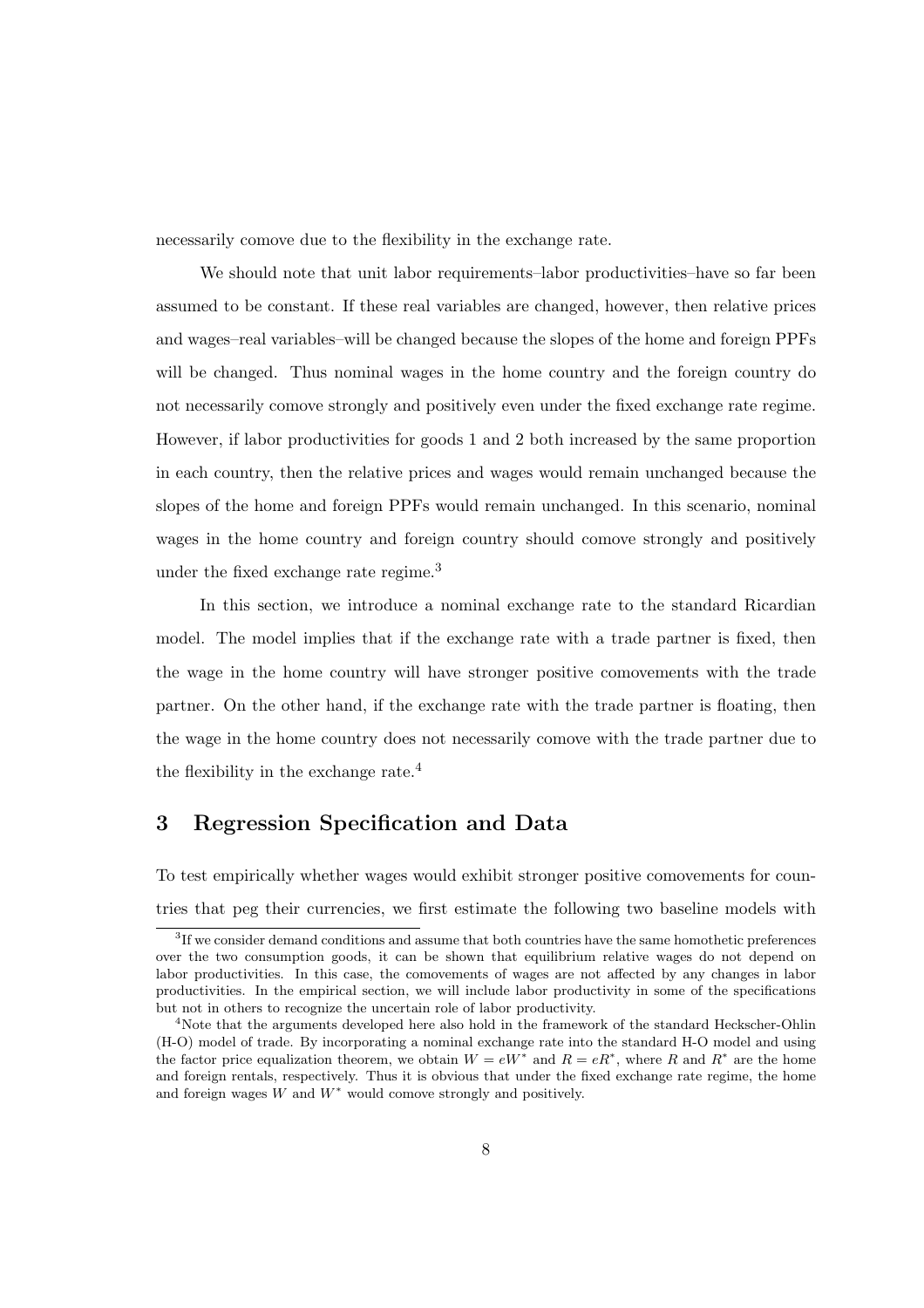necessarily comove due to the flexibility in the exchange rate.

We should note that unit labor requirements–labor productivities–have so far been assumed to be constant. If these real variables are changed, however, then relative prices and wages–real variables–will be changed because the slopes of the home and foreign PPFs will be changed. Thus nominal wages in the home country and the foreign country do not necessarily comove strongly and positively even under the fixed exchange rate regime. However, if labor productivities for goods 1 and 2 both increased by the same proportion in each country, then the relative prices and wages would remain unchanged because the slopes of the home and foreign PPFs would remain unchanged. In this scenario, nominal wages in the home country and foreign country should comove strongly and positively under the fixed exchange rate regime.[3]

In this section, we introduce a nominal exchange rate to the standard Ricardian model. The model implies that if the exchange rate with a trade partner is fixed, then the wage in the home country will have stronger positive comovements with the trade partner. On the other hand, if the exchange rate with the trade partner is floating, then the wage in the home country does not necessarily comove with the trade partner due to the flexibility in the exchange rate.[4]

## 3 Regression Specification and Data

To test empirically whether wages would exhibit stronger positive comovements for countries that peg their currencies, we first estimate the following two baseline models with

[3] If we consider demand conditions and assume that both countries have the same homothetic preferences over the two consumption goods, it can be shown that equilibrium relative wages do not depend on labor productivities. In this case, the comovements of wages are not affected by any changes in labor productivities. In the empirical section, we will include labor productivity in some of the specifications but not in others to recognize the uncertain role of labor productivity.

[4] Note that the arguments developed here also hold in the framework of the standard Heckscher-Ohlin (H-O) model of trade. By incorporating a nominal exchange rate into the standard H-O model and using the factor price equalization theorem, we obtain $W = eW^*$ and $R = eR^*$, where $R$ and $R^*$ are the home and foreign rentals, respectively. Thus it is obvious that under the fixed exchange rate regime, the home and foreign wages $W$ and $W^*$ would comove strongly and positively.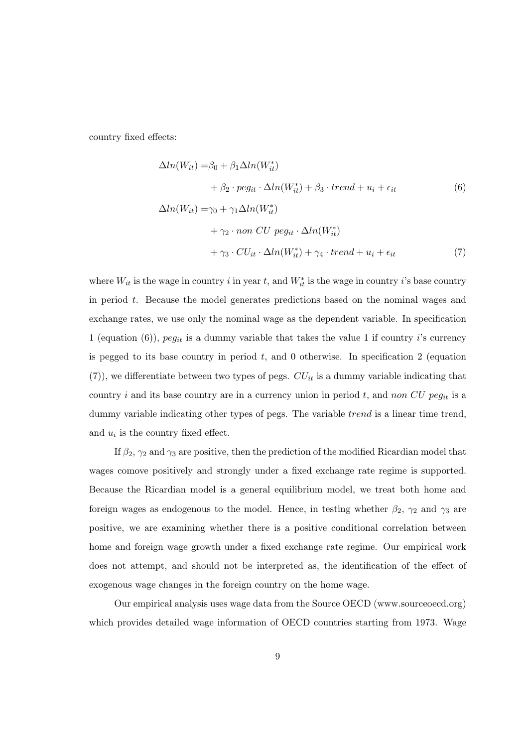country fixed effects:

$$
\begin{aligned}
\Delta ln(W_{it}) =& \beta_0 + \beta_1 \Delta ln(W_{it}^*) \\
&+ \beta_2 \cdot peg_{it} \cdot \Delta ln(W_{it}^*) + \beta_3 \cdot trend + u_i + \epsilon_{it} \qquad (6)
\end{aligned}
$$

$$
\begin{aligned}
\Delta ln(W_{it}) =& \gamma_0 + \gamma_1 \Delta ln(W_{it}^*) \\
&+ \gamma_2 \cdot non\ CU\ peg_{it} \cdot \Delta ln(W_{it}^*) \\
&+ \gamma_3 \cdot CU_{it} \cdot \Delta ln(W_{it}^*) + \gamma_4 \cdot trend + u_i + \epsilon_{it} \qquad (7)
\end{aligned}
$$

where $W_{it}$ is the wage in country $i$ in year $t$, and $W_{it}^*$ is the wage in country $i$'s base country in period $t$. Because the model generates predictions based on the nominal wages and exchange rates, we use only the nominal wage as the dependent variable. In specification 1 (equation (6)), $peg_{it}$ is a dummy variable that takes the value 1 if country $i$'s currency is pegged to its base country in period $t$, and 0 otherwise. In specification 2 (equation (7)), we differentiate between two types of pegs. $CU_{it}$ is a dummy variable indicating that country $i$ and its base country are in a currency union in period $t$, and $non\ CU\ peg_{it}$ is a dummy variable indicating other types of pegs. The variable $trend$ is a linear time trend, and $u_i$ is the country fixed effect.

If $\beta_2$, $\gamma_2$ and $\gamma_3$ are positive, then the prediction of the modified Ricardian model that wages comove positively and strongly under a fixed exchange rate regime is supported. Because the Ricardian model is a general equilibrium model, we treat both home and foreign wages as endogenous to the model. Hence, in testing whether $\beta_2$, $\gamma_2$ and $\gamma_3$ are positive, we are examining whether there is a positive conditional correlation between home and foreign wage growth under a fixed exchange rate regime. Our empirical work does not attempt, and should not be interpreted as, the identification of the effect of exogenous wage changes in the foreign country on the home wage.

Our empirical analysis uses wage data from the Source OECD (www.sourceoecd.org) which provides detailed wage information of OECD countries starting from 1973. Wage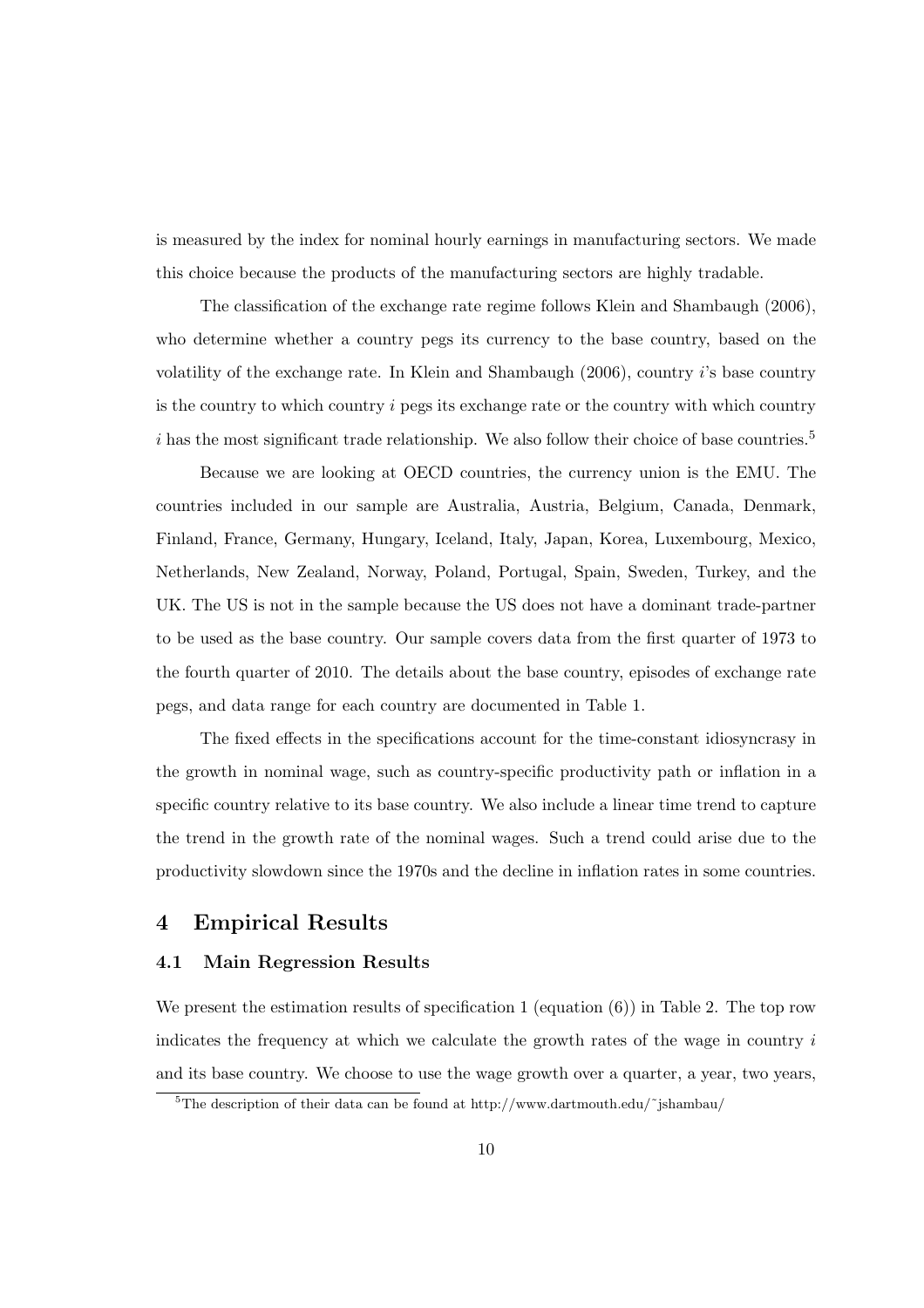is measured by the index for nominal hourly earnings in manufacturing sectors. We made this choice because the products of the manufacturing sectors are highly tradable.

The classification of the exchange rate regime follows Klein and Shambaugh (2006), who determine whether a country pegs its currency to the base country, based on the volatility of the exchange rate. In Klein and Shambaugh (2006), country $i$'s base country is the country to which country $i$ pegs its exchange rate or the country with which country $i$ has the most significant trade relationship. We also follow their choice of base countries.[5]

Because we are looking at OECD countries, the currency union is the EMU. The countries included in our sample are Australia, Austria, Belgium, Canada, Denmark, Finland, France, Germany, Hungary, Iceland, Italy, Japan, Korea, Luxembourg, Mexico, Netherlands, New Zealand, Norway, Poland, Portugal, Spain, Sweden, Turkey, and the UK. The US is not in the sample because the US does not have a dominant trade-partner to be used as the base country. Our sample covers data from the first quarter of 1973 to the fourth quarter of 2010. The details about the base country, episodes of exchange rate pegs, and data range for each country are documented in Table 1.

The fixed effects in the specifications account for the time-constant idiosyncrasy in the growth in nominal wage, such as country-specific productivity path or inflation in a specific country relative to its base country. We also include a linear time trend to capture the trend in the growth rate of the nominal wages. Such a trend could arise due to the productivity slowdown since the 1970s and the decline in inflation rates in some countries.

## 4 Empirical Results

### 4.1 Main Regression Results

We present the estimation results of specification 1 (equation (6)) in Table 2. The top row indicates the frequency at which we calculate the growth rates of the wage in country $i$ and its base country. We choose to use the wage growth over a quarter, a year, two years,

[5]The description of their data can be found at http://www.dartmouth.edu/~jshambau/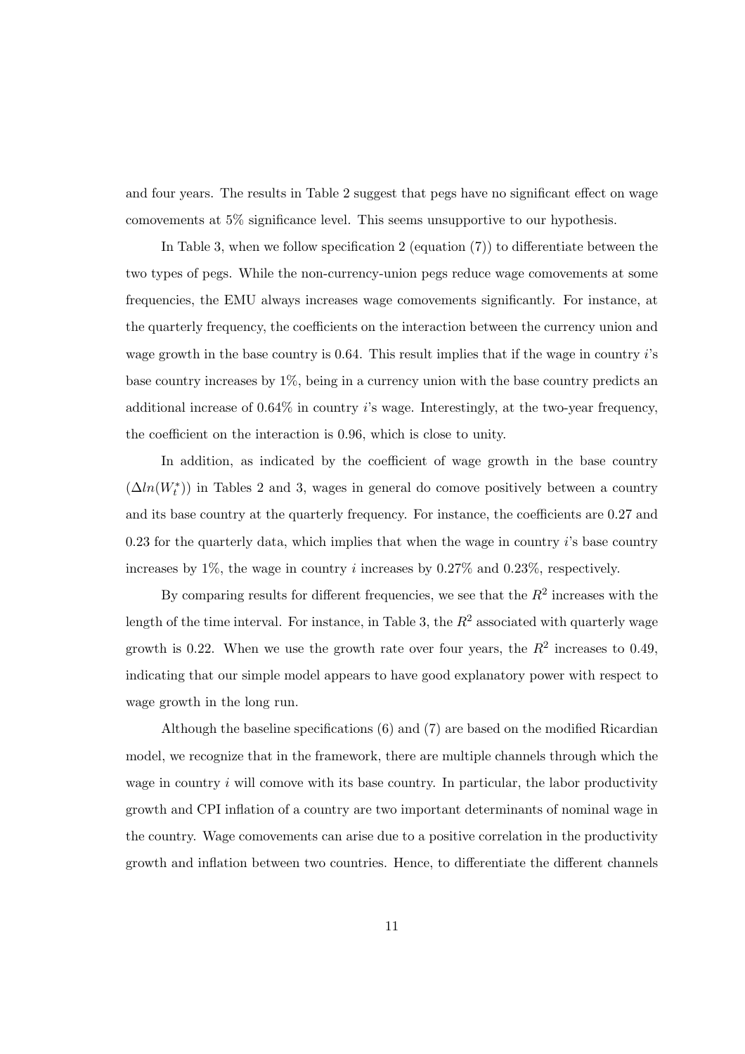and four years. The results in Table 2 suggest that pegs have no significant effect on wage comovements at 5% significance level. This seems unsupportive to our hypothesis.

In Table 3, when we follow specification 2 (equation (7)) to differentiate between the two types of pegs. While the non-currency-union pegs reduce wage comovements at some frequencies, the EMU always increases wage comovements significantly. For instance, at the quarterly frequency, the coefficients on the interaction between the currency union and wage growth in the base country is 0.64. This result implies that if the wage in country $i$'s base country increases by 1%, being in a currency union with the base country predicts an additional increase of 0.64% in country $i$'s wage. Interestingly, at the two-year frequency, the coefficient on the interaction is 0.96, which is close to unity.

In addition, as indicated by the coefficient of wage growth in the base country ($\Delta ln(W_t^*)$) in Tables 2 and 3, wages in general do comove positively between a country and its base country at the quarterly frequency. For instance, the coefficients are 0.27 and 0.23 for the quarterly data, which implies that when the wage in country $i$'s base country increases by 1%, the wage in country $i$ increases by 0.27% and 0.23%, respectively.

By comparing results for different frequencies, we see that the $R^2$ increases with the length of the time interval. For instance, in Table 3, the $R^2$ associated with quarterly wage growth is 0.22. When we use the growth rate over four years, the $R^2$ increases to 0.49, indicating that our simple model appears to have good explanatory power with respect to wage growth in the long run.

Although the baseline specifications (6) and (7) are based on the modified Ricardian model, we recognize that in the framework, there are multiple channels through which the wage in country $i$ will comove with its base country. In particular, the labor productivity growth and CPI inflation of a country are two important determinants of nominal wage in the country. Wage comovements can arise due to a positive correlation in the productivity growth and inflation between two countries. Hence, to differentiate the different channels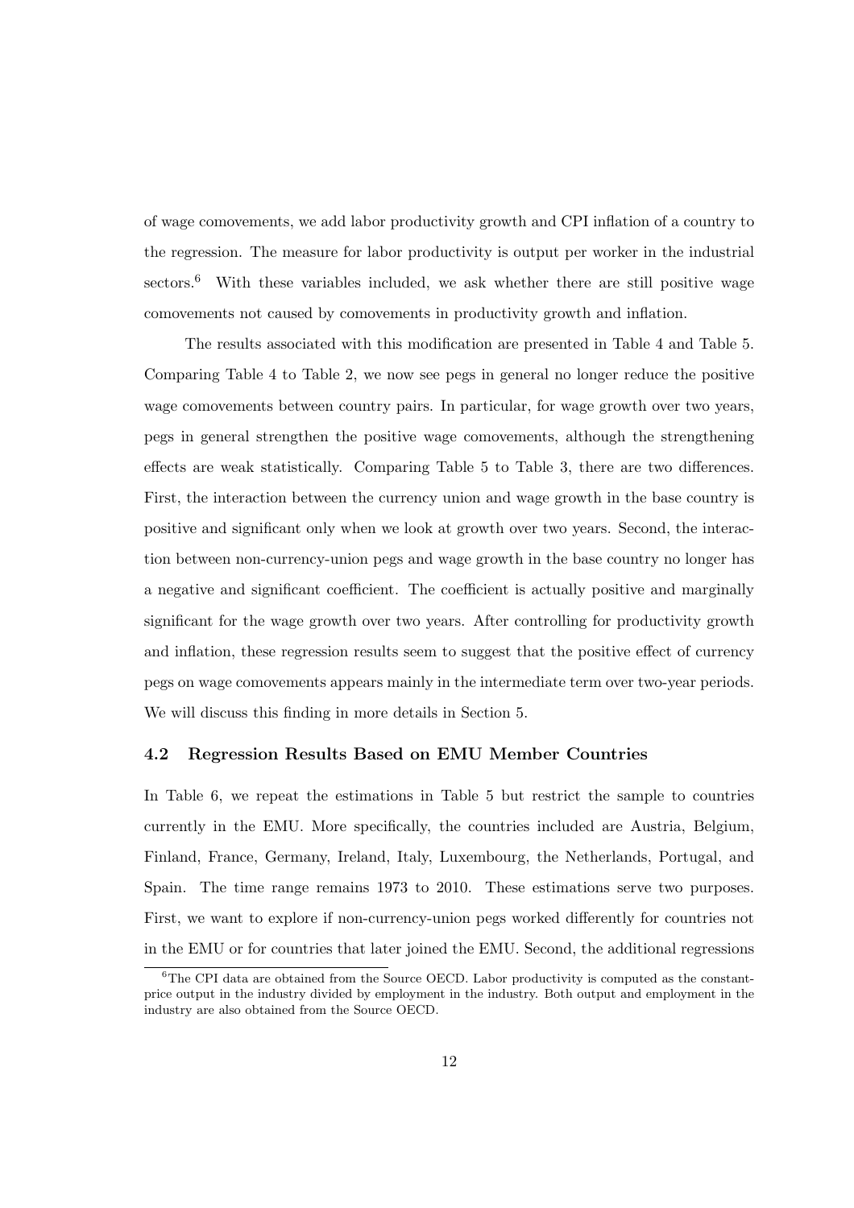of wage comovements, we add labor productivity growth and CPI inflation of a country to the regression. The measure for labor productivity is output per worker in the industrial sectors.[6] With these variables included, we ask whether there are still positive wage comovements not caused by comovements in productivity growth and inflation.

The results associated with this modification are presented in Table 4 and Table 5. Comparing Table 4 to Table 2, we now see pegs in general no longer reduce the positive wage comovements between country pairs. In particular, for wage growth over two years, pegs in general strengthen the positive wage comovements, although the strengthening effects are weak statistically. Comparing Table 5 to Table 3, there are two differences. First, the interaction between the currency union and wage growth in the base country is positive and significant only when we look at growth over two years. Second, the interaction between non-currency-union pegs and wage growth in the base country no longer has a negative and significant coefficient. The coefficient is actually positive and marginally significant for the wage growth over two years. After controlling for productivity growth and inflation, these regression results seem to suggest that the positive effect of currency pegs on wage comovements appears mainly in the intermediate term over two-year periods. We will discuss this finding in more details in Section 5.

### 4.2 Regression Results Based on EMU Member Countries

In Table 6, we repeat the estimations in Table 5 but restrict the sample to countries currently in the EMU. More specifically, the countries included are Austria, Belgium, Finland, France, Germany, Ireland, Italy, Luxembourg, the Netherlands, Portugal, and Spain. The time range remains 1973 to 2010. These estimations serve two purposes. First, we want to explore if non-currency-union pegs worked differently for countries not in the EMU or for countries that later joined the EMU. Second, the additional regressions

[6] The CPI data are obtained from the Source OECD. Labor productivity is computed as the constant-price output in the industry divided by employment in the industry. Both output and employment in the industry are also obtained from the Source OECD.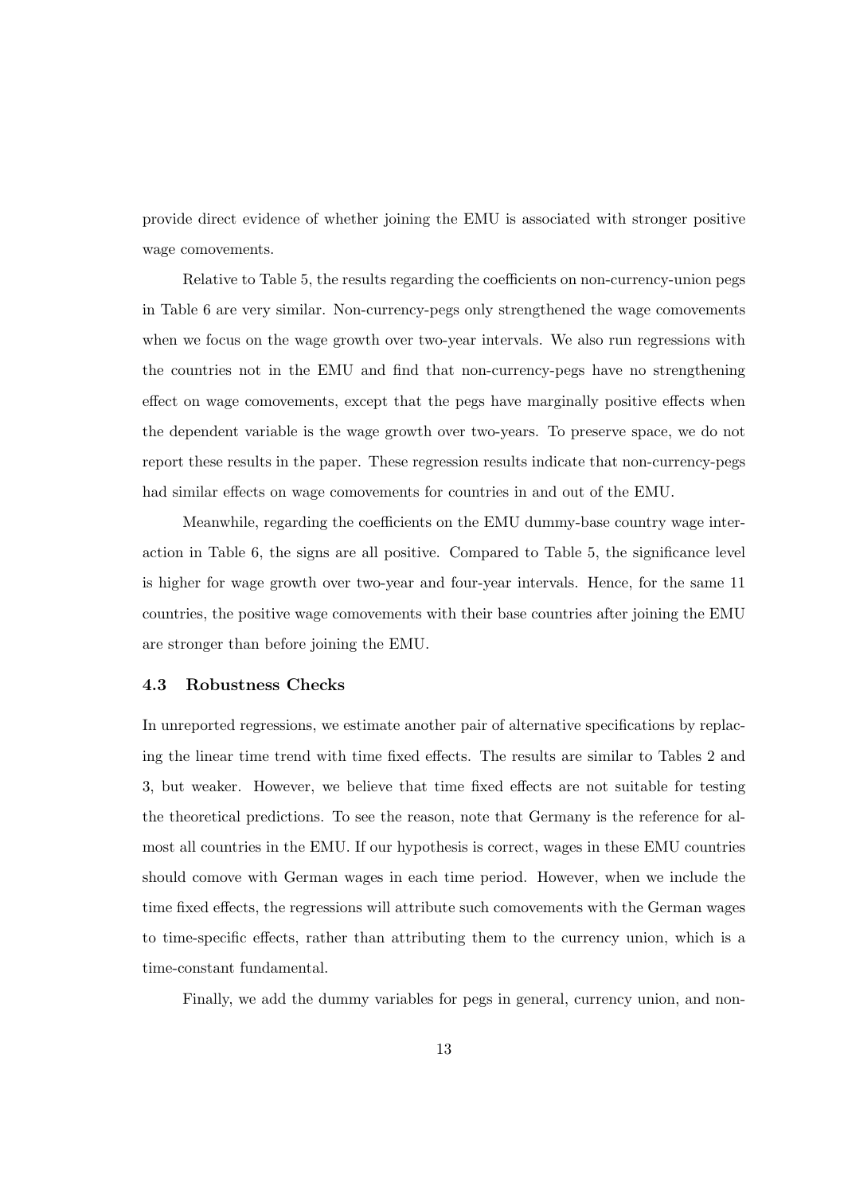provide direct evidence of whether joining the EMU is associated with stronger positive wage comovements.

Relative to Table 5, the results regarding the coefficients on non-currency-union pegs in Table 6 are very similar. Non-currency-pegs only strengthened the wage comovements when we focus on the wage growth over two-year intervals. We also run regressions with the countries not in the EMU and find that non-currency-pegs have no strengthening effect on wage comovements, except that the pegs have marginally positive effects when the dependent variable is the wage growth over two-years. To preserve space, we do not report these results in the paper. These regression results indicate that non-currency-pegs had similar effects on wage comovements for countries in and out of the EMU.

Meanwhile, regarding the coefficients on the EMU dummy-base country wage interaction in Table 6, the signs are all positive. Compared to Table 5, the significance level is higher for wage growth over two-year and four-year intervals. Hence, for the same 11 countries, the positive wage comovements with their base countries after joining the EMU are stronger than before joining the EMU.

### 4.3 Robustness Checks

In unreported regressions, we estimate another pair of alternative specifications by replacing the linear time trend with time fixed effects. The results are similar to Tables 2 and 3, but weaker. However, we believe that time fixed effects are not suitable for testing the theoretical predictions. To see the reason, note that Germany is the reference for almost all countries in the EMU. If our hypothesis is correct, wages in these EMU countries should comove with German wages in each time period. However, when we include the time fixed effects, the regressions will attribute such comovements with the German wages to time-specific effects, rather than attributing them to the currency union, which is a time-constant fundamental.

Finally, we add the dummy variables for pegs in general, currency union, and non-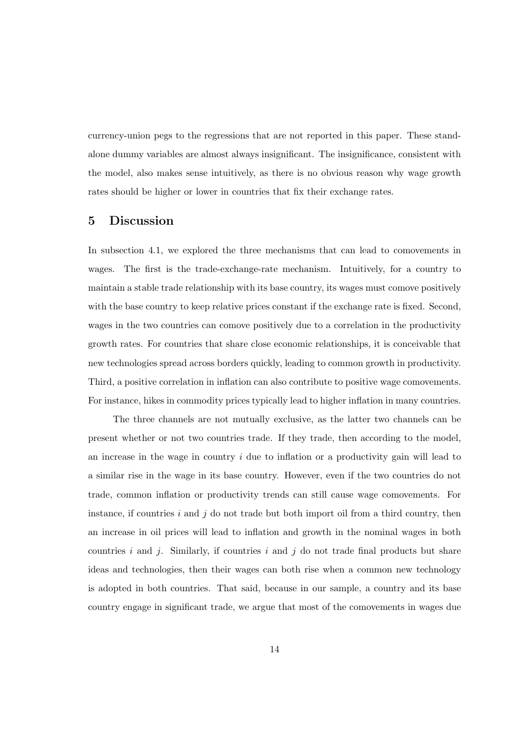currency-union pegs to the regressions that are not reported in this paper. These standalone dummy variables are almost always insignificant. The insignificance, consistent with the model, also makes sense intuitively, as there is no obvious reason why wage growth rates should be higher or lower in countries that fix their exchange rates.

## 5 Discussion

In subsection 4.1, we explored the three mechanisms that can lead to comovements in wages. The first is the trade-exchange-rate mechanism. Intuitively, for a country to maintain a stable trade relationship with its base country, its wages must comove positively with the base country to keep relative prices constant if the exchange rate is fixed. Second, wages in the two countries can comove positively due to a correlation in the productivity growth rates. For countries that share close economic relationships, it is conceivable that new technologies spread across borders quickly, leading to common growth in productivity. Third, a positive correlation in inflation can also contribute to positive wage comovements. For instance, hikes in commodity prices typically lead to higher inflation in many countries.

The three channels are not mutually exclusive, as the latter two channels can be present whether or not two countries trade. If they trade, then according to the model, an increase in the wage in country $i$ due to inflation or a productivity gain will lead to a similar rise in the wage in its base country. However, even if the two countries do not trade, common inflation or productivity trends can still cause wage comovements. For instance, if countries $i$ and $j$ do not trade but both import oil from a third country, then an increase in oil prices will lead to inflation and growth in the nominal wages in both countries $i$ and $j$. Similarly, if countries $i$ and $j$ do not trade final products but share ideas and technologies, then their wages can both rise when a common new technology is adopted in both countries. That said, because in our sample, a country and its base country engage in significant trade, we argue that most of the comovements in wages due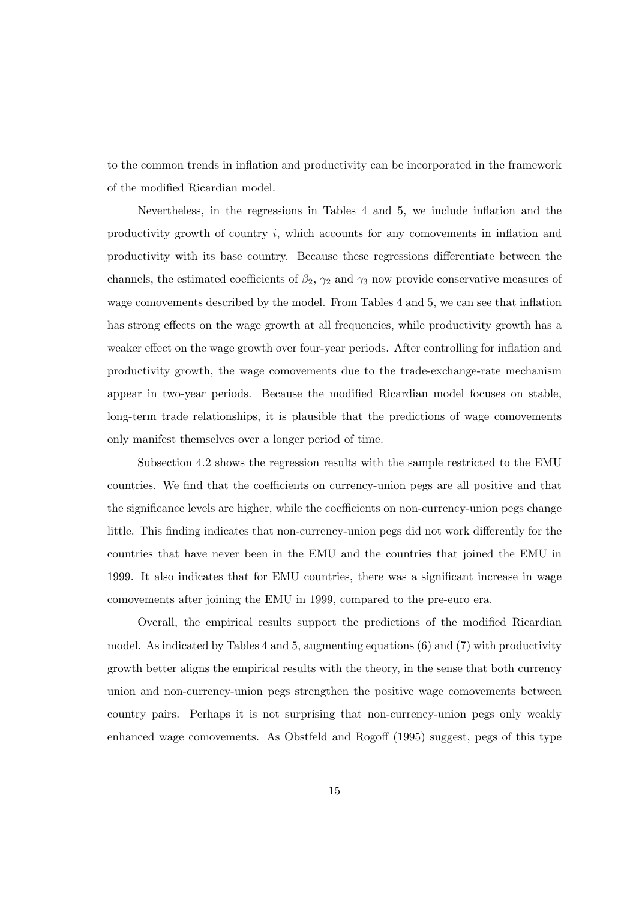to the common trends in inflation and productivity can be incorporated in the framework of the modified Ricardian model.

Nevertheless, in the regressions in Tables 4 and 5, we include inflation and the productivity growth of country $i$, which accounts for any comovements in inflation and productivity with its base country. Because these regressions differentiate between the channels, the estimated coefficients of $\beta_2$, $\gamma_2$ and $\gamma_3$ now provide conservative measures of wage comovements described by the model. From Tables 4 and 5, we can see that inflation has strong effects on the wage growth at all frequencies, while productivity growth has a weaker effect on the wage growth over four-year periods. After controlling for inflation and productivity growth, the wage comovements due to the trade-exchange-rate mechanism appear in two-year periods. Because the modified Ricardian model focuses on stable, long-term trade relationships, it is plausible that the predictions of wage comovements only manifest themselves over a longer period of time.

Subsection 4.2 shows the regression results with the sample restricted to the EMU countries. We find that the coefficients on currency-union pegs are all positive and that the significance levels are higher, while the coefficients on non-currency-union pegs change little. This finding indicates that non-currency-union pegs did not work differently for the countries that have never been in the EMU and the countries that joined the EMU in 1999. It also indicates that for EMU countries, there was a significant increase in wage comovements after joining the EMU in 1999, compared to the pre-euro era.

Overall, the empirical results support the predictions of the modified Ricardian model. As indicated by Tables 4 and 5, augmenting equations (6) and (7) with productivity growth better aligns the empirical results with the theory, in the sense that both currency union and non-currency-union pegs strengthen the positive wage comovements between country pairs. Perhaps it is not surprising that non-currency-union pegs only weakly enhanced wage comovements. As Obstfeld and Rogoff (1995) suggest, pegs of this type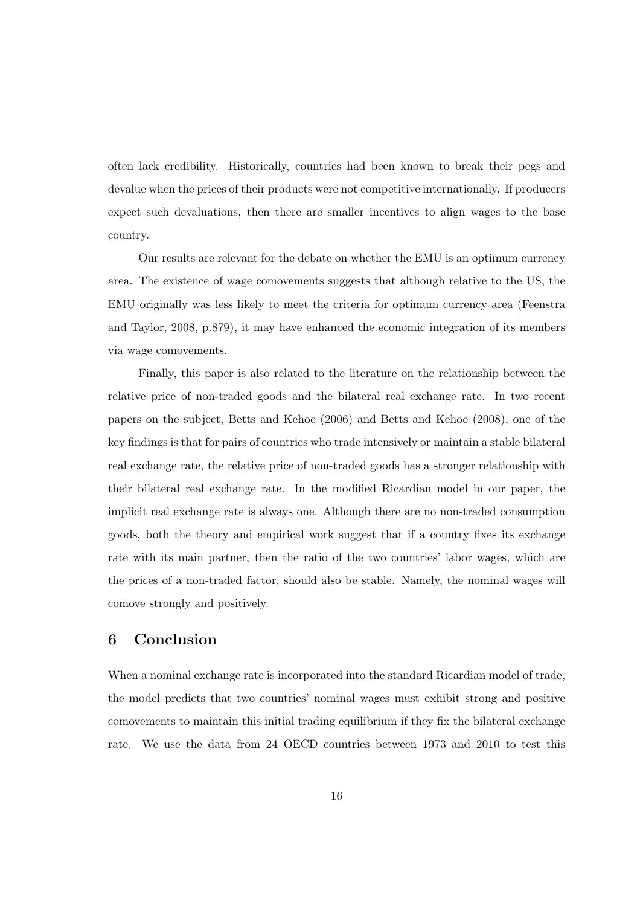often lack credibility. Historically, countries had been known to break their pegs and devalue when the prices of their products were not competitive internationally. If producers expect such devaluations, then there are smaller incentives to align wages to the base country.

Our results are relevant for the debate on whether the EMU is an optimum currency area. The existence of wage comovements suggests that although relative to the US, the EMU originally was less likely to meet the criteria for optimum currency area (Feenstra and Taylor, 2008, p.879), it may have enhanced the economic integration of its members via wage comovements.

Finally, this paper is also related to the literature on the relationship between the relative price of non-traded goods and the bilateral real exchange rate. In two recent papers on the subject, Betts and Kehoe (2006) and Betts and Kehoe (2008), one of the key findings is that for pairs of countries who trade intensively or maintain a stable bilateral real exchange rate, the relative price of non-traded goods has a stronger relationship with their bilateral real exchange rate. In the modified Ricardian model in our paper, the implicit real exchange rate is always one. Although there are no non-traded consumption goods, both the theory and empirical work suggest that if a country fixes its exchange rate with its main partner, then the ratio of the two countries' labor wages, which are the prices of a non-traded factor, should also be stable. Namely, the nominal wages will comove strongly and positively.

## 6 Conclusion

When a nominal exchange rate is incorporated into the standard Ricardian model of trade, the model predicts that two countries' nominal wages must exhibit strong and positive comovements to maintain this initial trading equilibrium if they fix the bilateral exchange rate. We use the data from 24 OECD countries between 1973 and 2010 to test this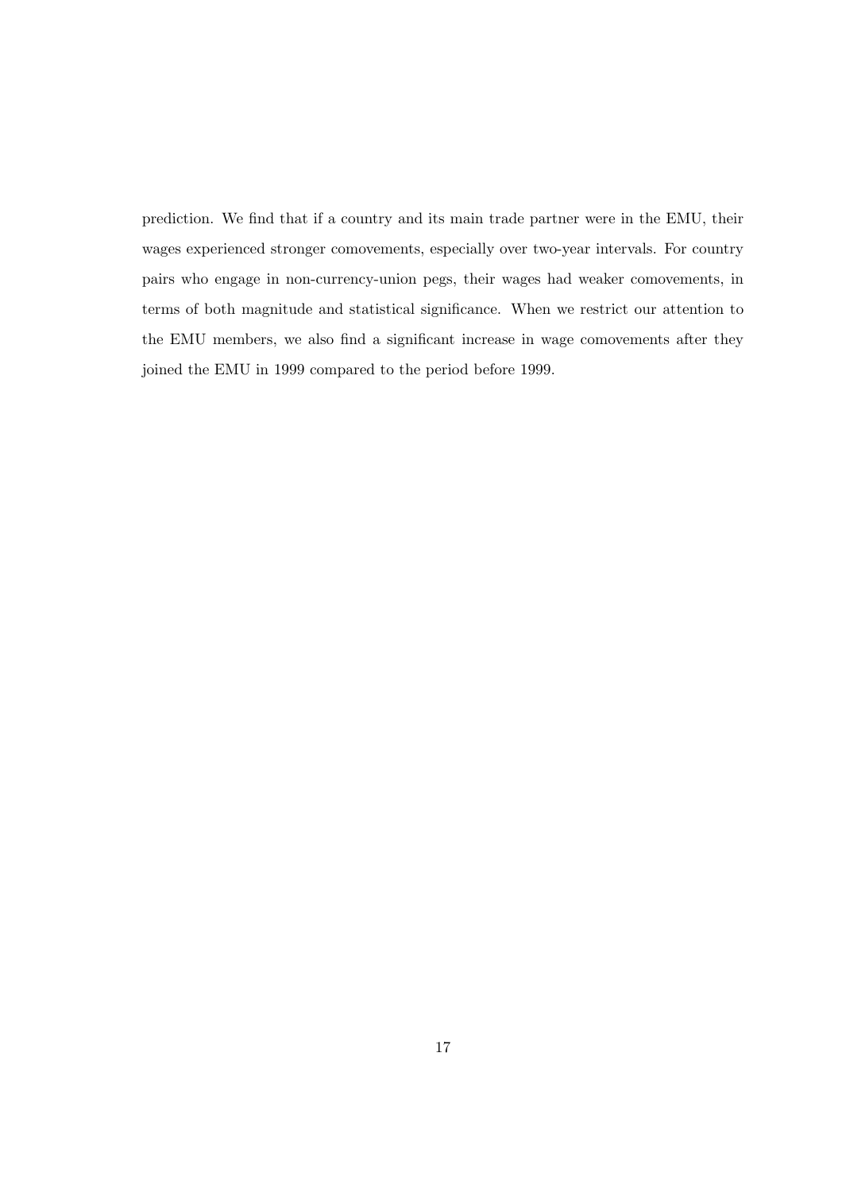prediction. We find that if a country and its main trade partner were in the EMU, their wages experienced stronger comovements, especially over two-year intervals. For country pairs who engage in non-currency-union pegs, their wages had weaker comovements, in terms of both magnitude and statistical significance. When we restrict our attention to the EMU members, we also find a significant increase in wage comovements after they joined the EMU in 1999 compared to the period before 1999.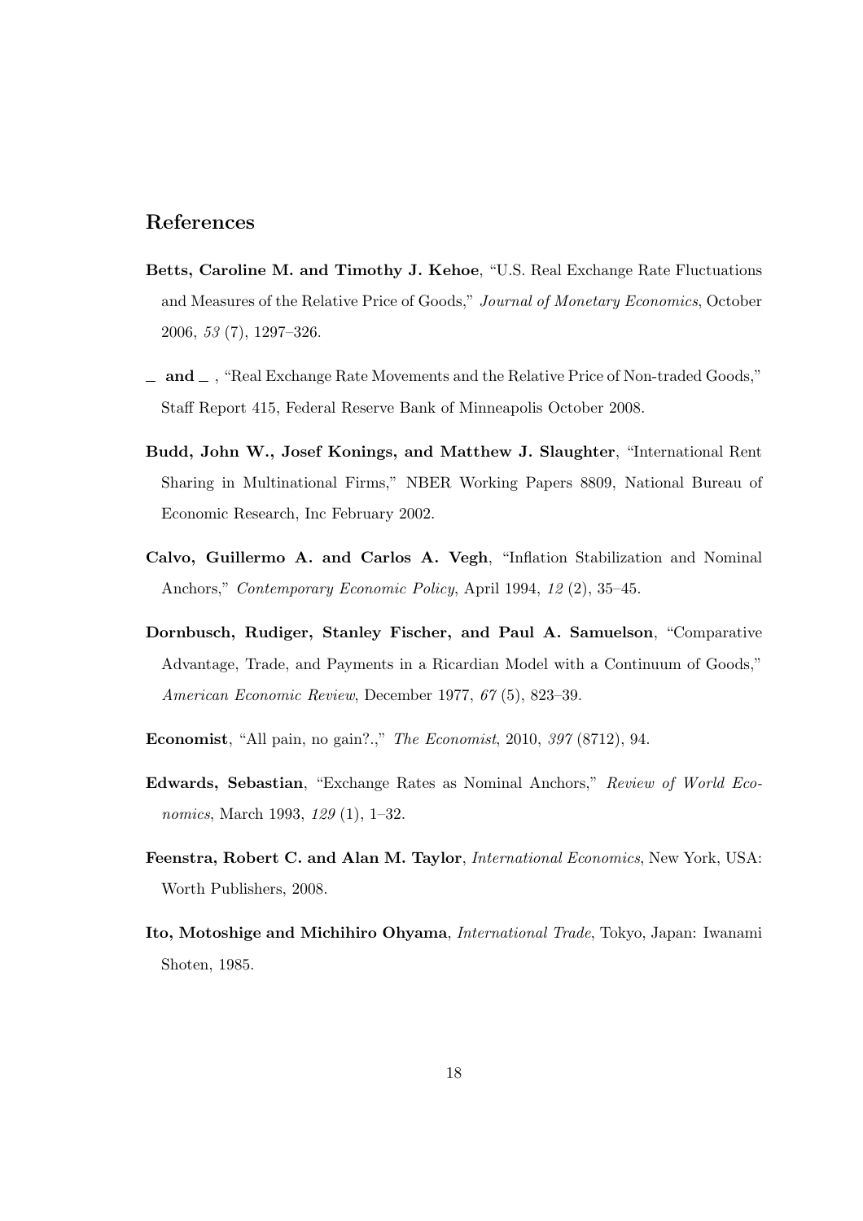## References

**Betts, Caroline M. and Timothy J. Kehoe**, "U.S. Real Exchange Rate Fluctuations and Measures of the Relative Price of Goods," *Journal of Monetary Economics*, October 2006, *53* (7), 1297–326.

**\_ and \_** , "Real Exchange Rate Movements and the Relative Price of Non-traded Goods," Staff Report 415, Federal Reserve Bank of Minneapolis October 2008.

**Budd, John W., Josef Konings, and Matthew J. Slaughter**, "International Rent Sharing in Multinational Firms," NBER Working Papers 8809, National Bureau of Economic Research, Inc February 2002.

**Calvo, Guillermo A. and Carlos A. Vegh**, "Inflation Stabilization and Nominal Anchors," *Contemporary Economic Policy*, April 1994, *12* (2), 35–45.

**Dornbusch, Rudiger, Stanley Fischer, and Paul A. Samuelson**, "Comparative Advantage, Trade, and Payments in a Ricardian Model with a Continuum of Goods," *American Economic Review*, December 1977, *67* (5), 823–39.

**Economist**, "All pain, no gain?.," *The Economist*, 2010, *397* (8712), 94.

**Edwards, Sebastian**, "Exchange Rates as Nominal Anchors," *Review of World Economics*, March 1993, *129* (1), 1–32.

**Feenstra, Robert C. and Alan M. Taylor**, *International Economics*, New York, USA: Worth Publishers, 2008.

**Ito, Motoshige and Michihiro Ohyama**, *International Trade*, Tokyo, Japan: Iwanami Shoten, 1985.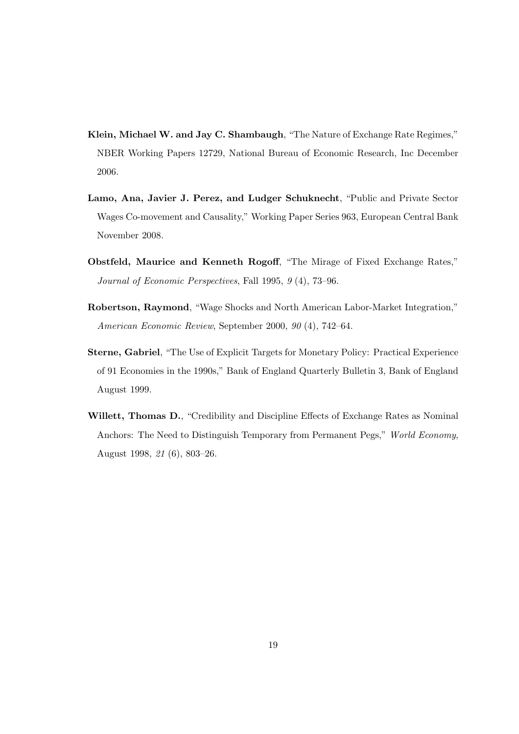**Klein, Michael W. and Jay C. Shambaugh**, "The Nature of Exchange Rate Regimes," NBER Working Papers 12729, National Bureau of Economic Research, Inc December 2006.

**Lamo, Ana, Javier J. Perez, and Ludger Schuknecht**, "Public and Private Sector Wages Co-movement and Causality," Working Paper Series 963, European Central Bank November 2008.

**Obstfeld, Maurice and Kenneth Rogoff**, "The Mirage of Fixed Exchange Rates," *Journal of Economic Perspectives*, Fall 1995, *9* (4), 73–96.

**Robertson, Raymond**, "Wage Shocks and North American Labor-Market Integration," *American Economic Review*, September 2000, *90* (4), 742–64.

**Sterne, Gabriel**, "The Use of Explicit Targets for Monetary Policy: Practical Experience of 91 Economies in the 1990s," Bank of England Quarterly Bulletin 3, Bank of England August 1999.

**Willett, Thomas D.**, "Credibility and Discipline Effects of Exchange Rates as Nominal Anchors: The Need to Distinguish Temporary from Permanent Pegs," *World Economy*, August 1998, *21* (6), 803–26.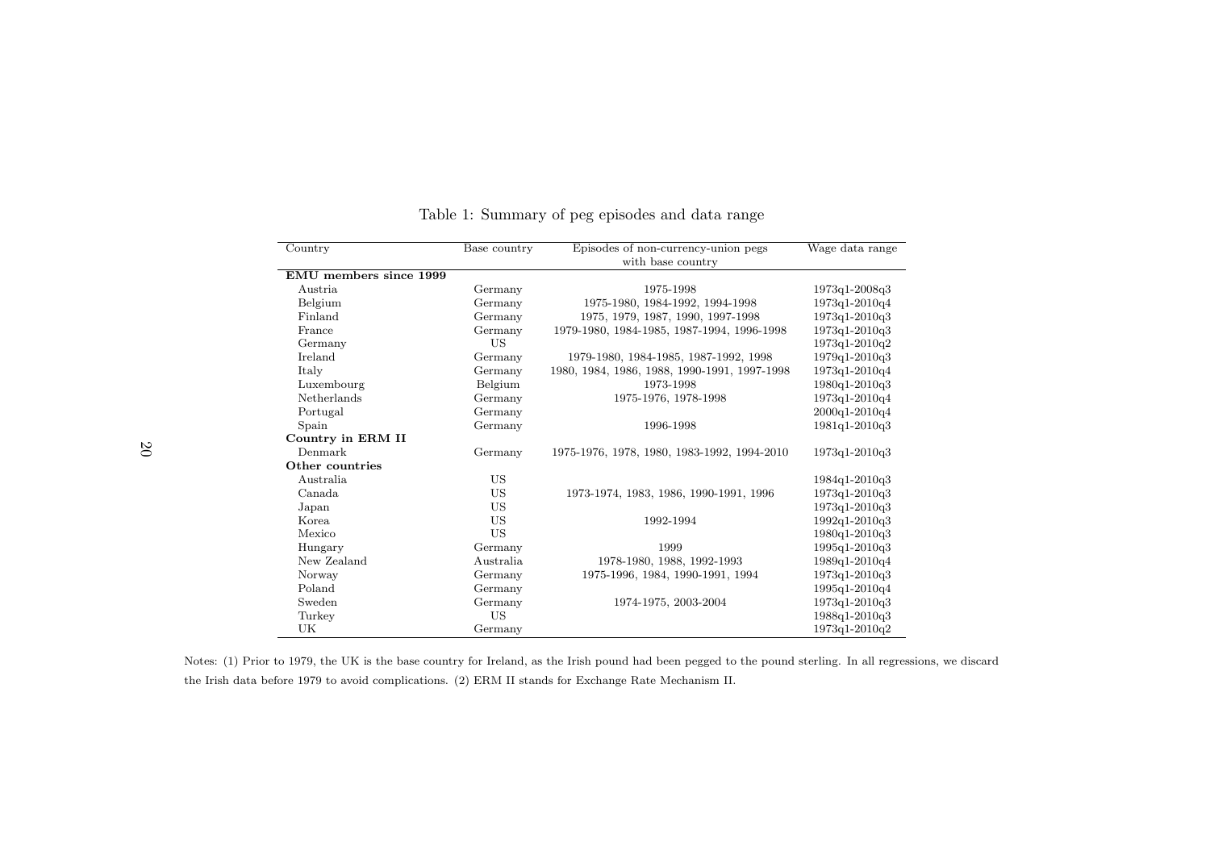Table 1: Summary of peg episodes and data range

| Country | Base country | Episodes of non-currency-union pegs with base country | Wage data range |
|---|---|---|---|
| **EMU members since 1999** | | | |
| Austria | Germany | 1975-1998 | 1973q1-2008q3 |
| Belgium | Germany | 1975-1980, 1984-1992, 1994-1998 | 1973q1-2010q4 |
| Finland | Germany | 1975, 1979, 1987, 1990, 1997-1998 | 1973q1-2010q3 |
| France | Germany | 1979-1980, 1984-1985, 1987-1994, 1996-1998 | 1973q1-2010q3 |
| Germany | US | | 1973q1-2010q2 |
| Ireland | Germany | 1979-1980, 1984-1985, 1987-1992, 1998 | 1979q1-2010q3 |
| Italy | Germany | 1980, 1984, 1986, 1988, 1990-1991, 1997-1998 | 1973q1-2010q4 |
| Luxembourg | Belgium | 1973-1998 | 1980q1-2010q3 |
| Netherlands | Germany | 1975-1976, 1978-1998 | 1973q1-2010q4 |
| Portugal | Germany | | 2000q1-2010q4 |
| Spain | Germany | 1996-1998 | 1981q1-2010q3 |
| **Country in ERM II** | | | |
| Denmark | Germany | 1975-1976, 1978, 1980, 1983-1992, 1994-2010 | 1973q1-2010q3 |
| **Other countries** | | | |
| Australia | US | | 1984q1-2010q3 |
| Canada | US | 1973-1974, 1983, 1986, 1990-1991, 1996 | 1973q1-2010q3 |
| Japan | US | | 1973q1-2010q3 |
| Korea | US | 1992-1994 | 1992q1-2010q3 |
| Mexico | US | | 1980q1-2010q3 |
| Hungary | Germany | 1999 | 1995q1-2010q3 |
| New Zealand | Australia | 1978-1980, 1988, 1992-1993 | 1989q1-2010q4 |
| Norway | Germany | 1975-1996, 1984, 1990-1991, 1994 | 1973q1-2010q3 |
| Poland | Germany | | 1995q1-2010q4 |
| Sweden | Germany | 1974-1975, 2003-2004 | 1973q1-2010q3 |
| Turkey | US | | 1988q1-2010q3 |
| UK | Germany | | 1973q1-2010q2 |

Notes: (1) Prior to 1979, the UK is the base country for Ireland, as the Irish pound had been pegged to the pound sterling. In all regressions, we discard the Irish data before 1979 to avoid complications. (2) ERM II stands for Exchange Rate Mechanism II.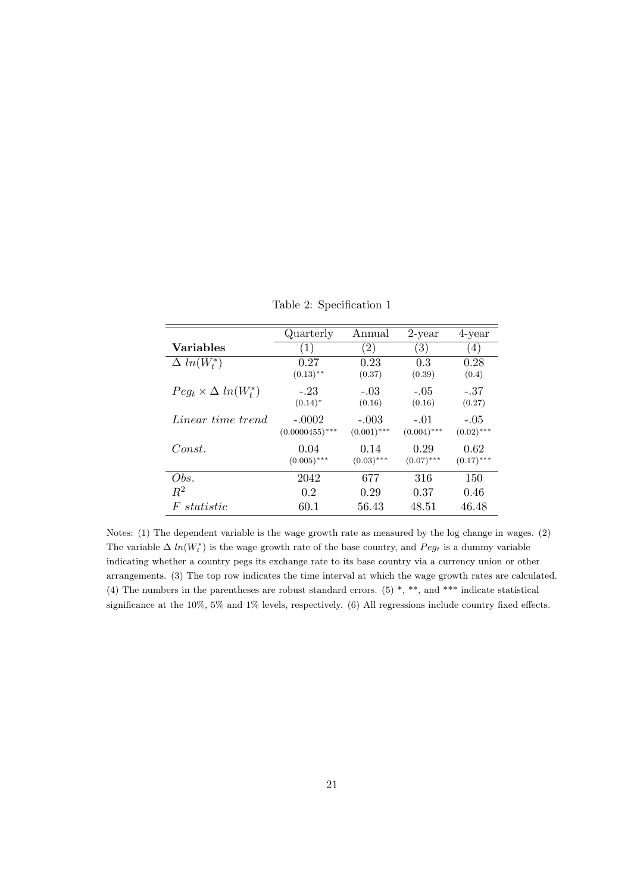Table 2: Specification 1

| | Quarterly | Annual | 2-year | 4-year |
|---|---|---|---|---|
| **Variables** | (1) | (2) | (3) | (4) |
| $\Delta\ ln(W_t^*)$ | 0.27<br>$(0.13)^{**}$ | 0.23<br>(0.37) | 0.3<br>(0.39) | 0.28<br>(0.4) |
| $Peg_t \times \Delta\ ln(W_t^*)$ | -.23<br>$(0.14)^{*}$ | -.03<br>(0.16) | -.05<br>(0.16) | -.37<br>(0.27) |
| *Linear time trend* | -.0002<br>$(0.0000455)^{***}$ | -.003<br>$(0.001)^{***}$ | -.01<br>$(0.004)^{***}$ | -.05<br>$(0.02)^{***}$ |
| *Const.* | 0.04<br>$(0.005)^{***}$ | 0.14<br>$(0.03)^{***}$ | 0.29<br>$(0.07)^{***}$ | 0.62<br>$(0.17)^{***}$ |
| *Obs.* | 2042 | 677 | 316 | 150 |
| $R^2$ | 0.2 | 0.29 | 0.37 | 0.46 |
| *F statistic* | 60.1 | 56.43 | 48.51 | 46.48 |

Notes: (1) The dependent variable is the wage growth rate as measured by the log change in wages. (2) The variable $\Delta\ ln(W_t^*)$ is the wage growth rate of the base country, and $Peg_t$ is a dummy variable indicating whether a country pegs its exchange rate to its base country via a currency union or other arrangements. (3) The top row indicates the time interval at which the wage growth rates are calculated. (4) The numbers in the parentheses are robust standard errors. (5) *, **, and *** indicate statistical significance at the 10%, 5% and 1% levels, respectively. (6) All regressions include country fixed effects.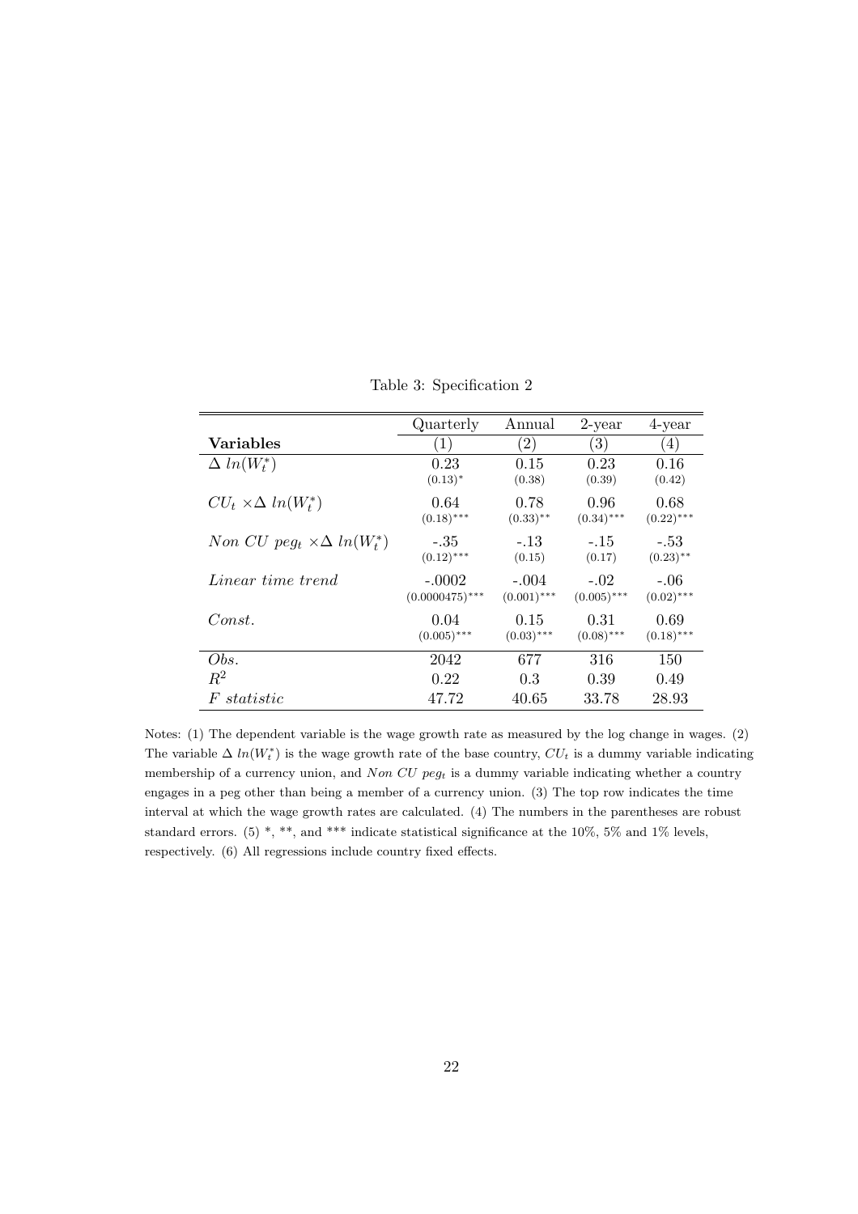Table 3: Specification 2

| | Quarterly | Annual | 2-year | 4-year |
|---|---|---|---|---|
| **Variables** | (1) | (2) | (3) | (4) |
| $\Delta\ ln(W_t^*)$ | 0.23 | 0.15 | 0.23 | 0.16 |
| | $(0.13)^{*}$ | (0.38) | (0.39) | (0.42) |
| $CU_t \times \Delta\ ln(W_t^*)$ | 0.64 | 0.78 | 0.96 | 0.68 |
| | $(0.18)^{***}$ | $(0.33)^{**}$ | $(0.34)^{***}$ | $(0.22)^{***}$ |
| $Non\ CU\ peg_t \times \Delta\ ln(W_t^*)$ | -.35 | -.13 | -.15 | -.53 |
| | $(0.12)^{***}$ | (0.15) | (0.17) | $(0.23)^{**}$ |
| *Linear time trend* | -.0002 | -.004 | -.02 | -.06 |
| | $(0.0000475)^{***}$ | $(0.001)^{***}$ | $(0.005)^{***}$ | $(0.02)^{***}$ |
| *Const.* | 0.04 | 0.15 | 0.31 | 0.69 |
| | $(0.005)^{***}$ | $(0.03)^{***}$ | $(0.08)^{***}$ | $(0.18)^{***}$ |
| *Obs.* | 2042 | 677 | 316 | 150 |
| $R^2$ | 0.22 | 0.3 | 0.39 | 0.49 |
| *F statistic* | 47.72 | 40.65 | 33.78 | 28.93 |

Notes: (1) The dependent variable is the wage growth rate as measured by the log change in wages. (2) The variable $\Delta\ ln(W_t^*)$ is the wage growth rate of the base country, $CU_t$ is a dummy variable indicating membership of a currency union, and $Non\ CU\ peg_t$ is a dummy variable indicating whether a country engages in a peg other than being a member of a currency union. (3) The top row indicates the time interval at which the wage growth rates are calculated. (4) The numbers in the parentheses are robust standard errors. (5) *, **, and *** indicate statistical significance at the 10%, 5% and 1% levels, respectively. (6) All regressions include country fixed effects.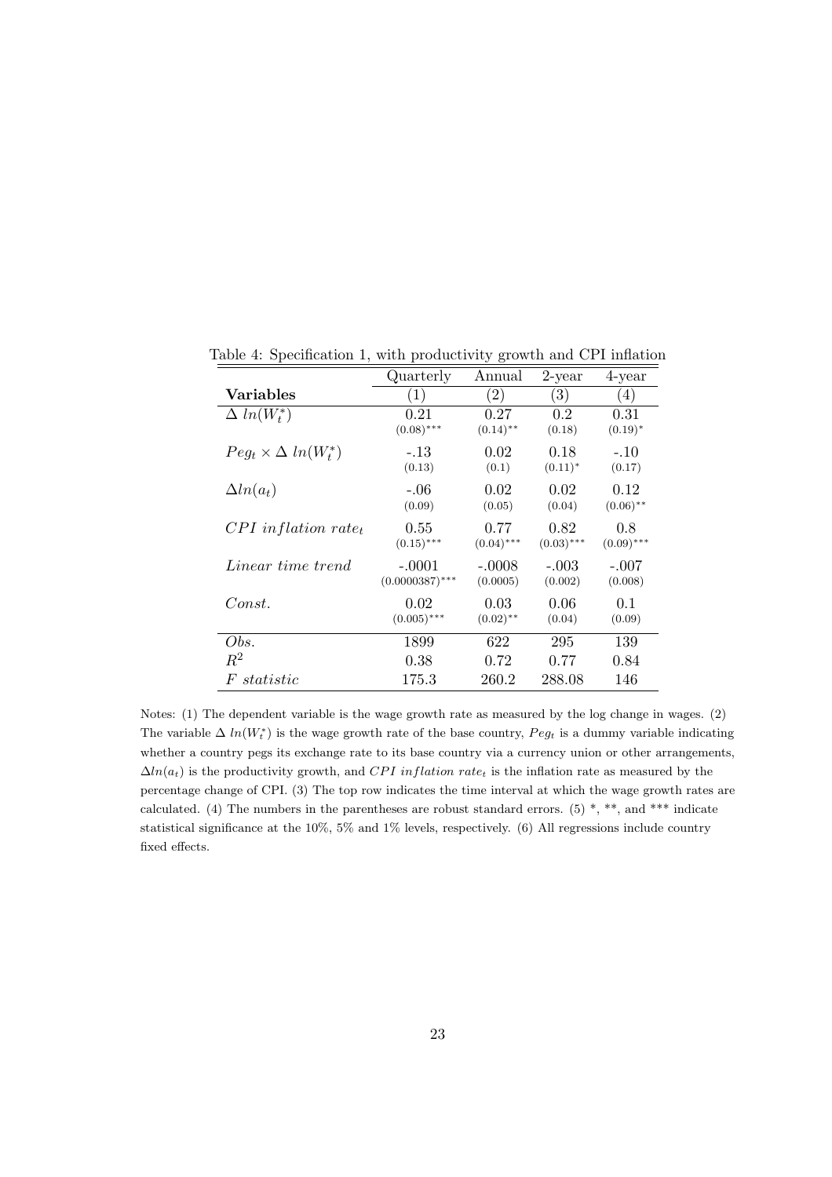Table 4: Specification 1, with productivity growth and CPI inflation

| | Quarterly | Annual | 2-year | 4-year |
|---|---|---|---|---|
| **Variables** | (1) | (2) | (3) | (4) |
| $\Delta\ ln(W_t^*)$ | 0.21 | 0.27 | 0.2 | 0.31 |
| | $(0.08)^{***}$ | $(0.14)^{**}$ | (0.18) | $(0.19)^{*}$ |
| $Peg_t \times \Delta\ ln(W_t^*)$ | -.13 | 0.02 | 0.18 | -.10 |
| | (0.13) | (0.1) | $(0.11)^{*}$ | (0.17) |
| $\Delta ln(a_t)$ | -.06 | 0.02 | 0.02 | 0.12 |
| | (0.09) | (0.05) | (0.04) | $(0.06)^{**}$ |
| $CPI\ inflation\ rate_t$ | 0.55 | 0.77 | 0.82 | 0.8 |
| | $(0.15)^{***}$ | $(0.04)^{***}$ | $(0.03)^{***}$ | $(0.09)^{***}$ |
| $Linear\ time\ trend$ | -.0001 | -.0008 | -.003 | -.007 |
| | $(0.0000387)^{***}$ | (0.0005) | (0.002) | (0.008) |
| $Const.$ | 0.02 | 0.03 | 0.06 | 0.1 |
| | $(0.005)^{***}$ | $(0.02)^{**}$ | (0.04) | (0.09) |
| $Obs.$ | 1899 | 622 | 295 | 139 |
| $R^2$ | 0.38 | 0.72 | 0.77 | 0.84 |
| $F\ statistic$ | 175.3 | 260.2 | 288.08 | 146 |

Notes: (1) The dependent variable is the wage growth rate as measured by the log change in wages. (2) The variable $\Delta\ ln(W_t^*)$ is the wage growth rate of the base country, $Peg_t$ is a dummy variable indicating whether a country pegs its exchange rate to its base country via a currency union or other arrangements, $\Delta ln(a_t)$ is the productivity growth, and $CPI\ inflation\ rate_t$ is the inflation rate as measured by the percentage change of CPI. (3) The top row indicates the time interval at which the wage growth rates are calculated. (4) The numbers in the parentheses are robust standard errors. (5) *, **, and *** indicate statistical significance at the 10%, 5% and 1% levels, respectively. (6) All regressions include country fixed effects.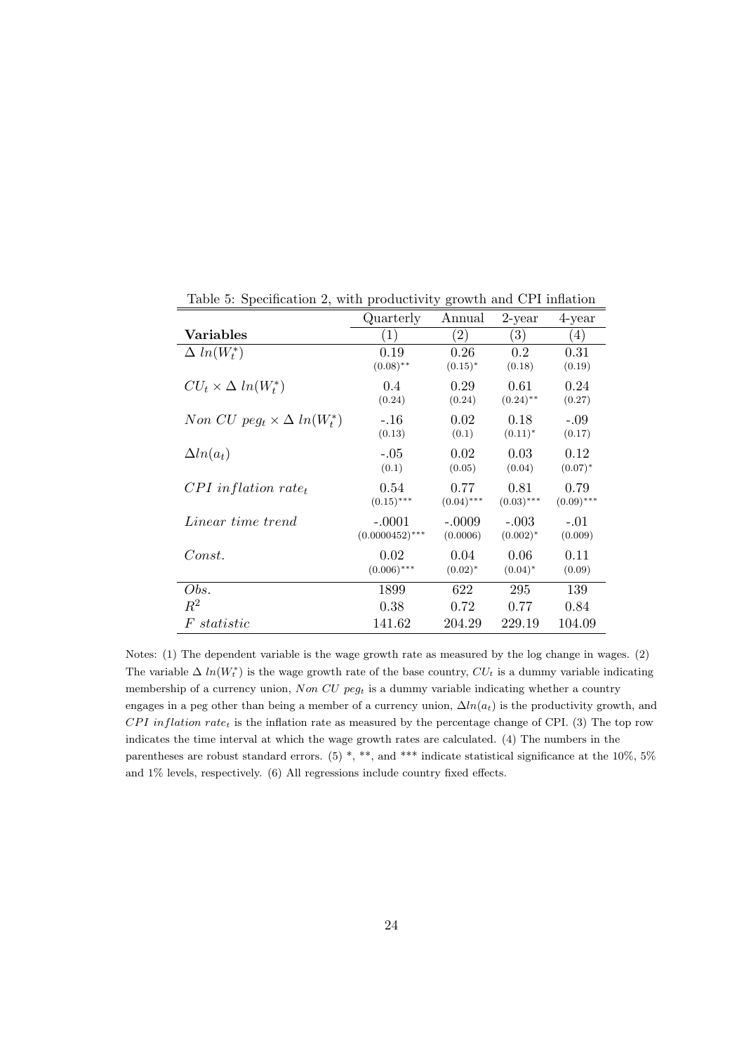Table 5: Specification 2, with productivity growth and CPI inflation

| | Quarterly | Annual | 2-year | 4-year |
|---|---|---|---|---|
| **Variables** | (1) | (2) | (3) | (4) |
| $\Delta\ ln(W_t^*)$ | 0.19 | 0.26 | 0.2 | 0.31 |
| | $(0.08)^{**}$ | $(0.15)^{*}$ | (0.18) | (0.19) |
| $CU_t \times \Delta\ ln(W_t^*)$ | 0.4 | 0.29 | 0.61 | 0.24 |
| | (0.24) | (0.24) | $(0.24)^{**}$ | (0.27) |
| $Non\ CU\ peg_t \times \Delta\ ln(W_t^*)$ | -.16 | 0.02 | 0.18 | -.09 |
| | (0.13) | (0.1) | $(0.11)^{*}$ | (0.17) |
| $\Delta ln(a_t)$ | -.05 | 0.02 | 0.03 | 0.12 |
| | (0.1) | (0.05) | (0.04) | $(0.07)^{*}$ |
| $CPI\ inflation\ rate_t$ | 0.54 | 0.77 | 0.81 | 0.79 |
| | $(0.15)^{***}$ | $(0.04)^{***}$ | $(0.03)^{***}$ | $(0.09)^{***}$ |
| $Linear\ time\ trend$ | -.0001 | -.0009 | -.003 | -.01 |
| | $(0.0000452)^{***}$ | (0.0006) | $(0.002)^{*}$ | (0.009) |
| $Const.$ | 0.02 | 0.04 | 0.06 | 0.11 |
| | $(0.006)^{***}$ | $(0.02)^{*}$ | $(0.04)^{*}$ | (0.09) |
| $Obs.$ | 1899 | 622 | 295 | 139 |
| $R^2$ | 0.38 | 0.72 | 0.77 | 0.84 |
| $F\ statistic$ | 141.62 | 204.29 | 229.19 | 104.09 |

Notes: (1) The dependent variable is the wage growth rate as measured by the log change in wages. (2) The variable $\Delta\ ln(W_t^*)$ is the wage growth rate of the base country, $CU_t$ is a dummy variable indicating membership of a currency union, $Non\ CU\ peg_t$ is a dummy variable indicating whether a country engages in a peg other than being a member of a currency union, $\Delta ln(a_t)$ is the productivity growth, and $CPI\ inflation\ rate_t$ is the inflation rate as measured by the percentage change of CPI. (3) The top row indicates the time interval at which the wage growth rates are calculated. (4) The numbers in the parentheses are robust standard errors. (5) *, **, and *** indicate statistical significance at the 10%, 5% and 1% levels, respectively. (6) All regressions include country fixed effects.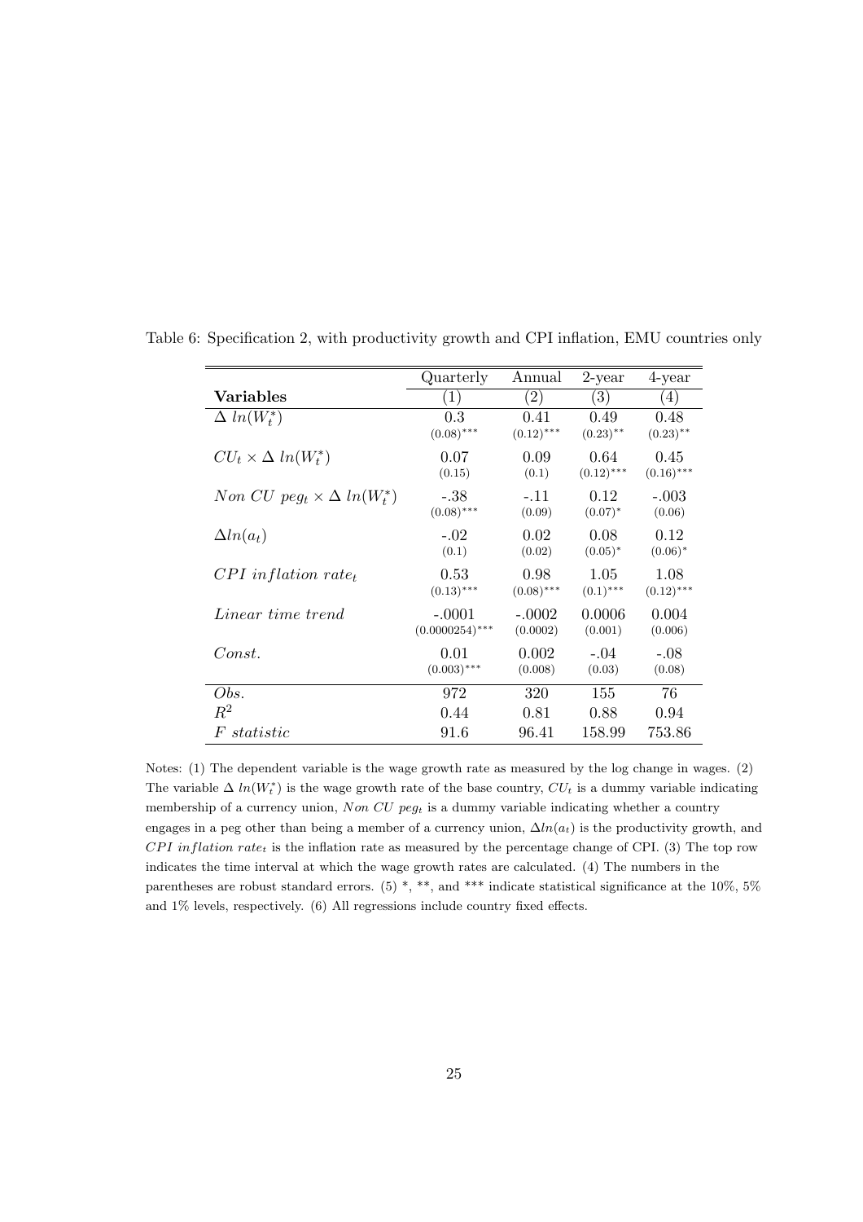Table 6: Specification 2, with productivity growth and CPI inflation, EMU countries only

| | Quarterly | Annual | 2-year | 4-year |
|---|---|---|---|---|
| **Variables** | (1) | (2) | (3) | (4) |
| $\Delta\ ln(W_t^*)$ | 0.3 $(0.08)^{***}$ | 0.41 $(0.12)^{***}$ | 0.49 $(0.23)^{**}$ | 0.48 $(0.23)^{**}$ |
| $CU_t \times \Delta\ ln(W_t^*)$ | 0.07 (0.15) | 0.09 (0.1) | 0.64 $(0.12)^{***}$ | 0.45 $(0.16)^{***}$ |
| $Non\ CU\ peg_t \times \Delta\ ln(W_t^*)$ | -.38 $(0.08)^{***}$ | -.11 (0.09) | 0.12 $(0.07)^{*}$ | -.003 (0.06) |
| $\Delta ln(a_t)$ | -.02 (0.1) | 0.02 (0.02) | 0.08 $(0.05)^{*}$ | 0.12 $(0.06)^{*}$ |
| $CPI\ inflation\ rate_t$ | 0.53 $(0.13)^{***}$ | 0.98 $(0.08)^{***}$ | 1.05 $(0.1)^{***}$ | 1.08 $(0.12)^{***}$ |
| $Linear\ time\ trend$ | -.0001 $(0.0000254)^{***}$ | -.0002 (0.0002) | 0.0006 (0.001) | 0.004 (0.006) |
| $Const.$ | 0.01 $(0.003)^{***}$ | 0.002 (0.008) | -.04 (0.03) | -.08 (0.08) |
| $Obs.$ | 972 | 320 | 155 | 76 |
| $R^2$ | 0.44 | 0.81 | 0.88 | 0.94 |
| $F\ statistic$ | 91.6 | 96.41 | 158.99 | 753.86 |

Notes: (1) The dependent variable is the wage growth rate as measured by the log change in wages. (2) The variable $\Delta\ ln(W_t^*)$ is the wage growth rate of the base country, $CU_t$ is a dummy variable indicating membership of a currency union, $Non\ CU\ peg_t$ is a dummy variable indicating whether a country engages in a peg other than being a member of a currency union, $\Delta ln(a_t)$ is the productivity growth, and $CPI\ inflation\ rate_t$ is the inflation rate as measured by the percentage change of CPI. (3) The top row indicates the time interval at which the wage growth rates are calculated. (4) The numbers in the parentheses are robust standard errors. (5) *, **, and *** indicate statistical significance at the 10%, 5% and 1% levels, respectively. (6) All regressions include country fixed effects.